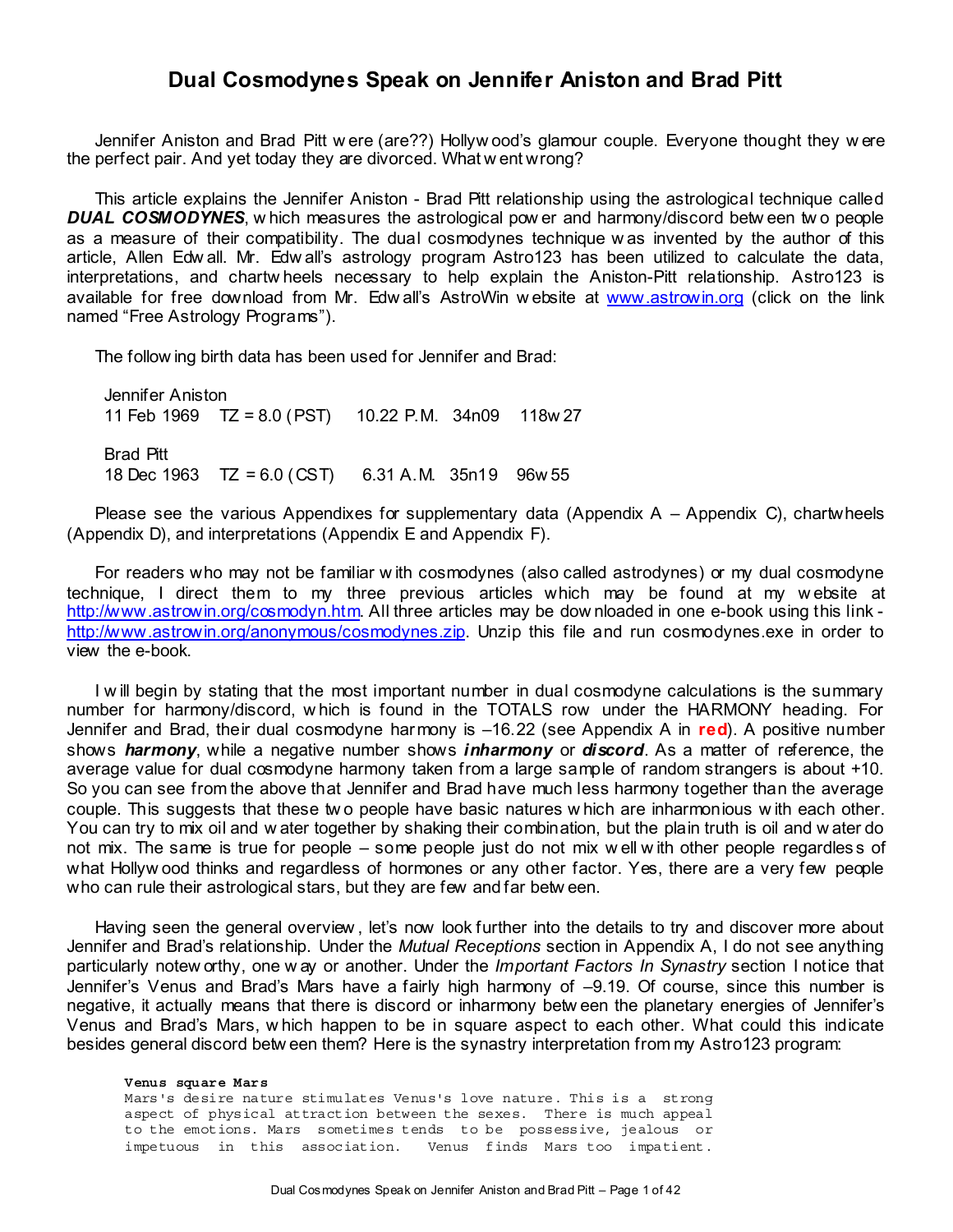# Dual Cosmodynes Speak on Jennifer Aniston and Brad Pitt

Jennifer Aniston and Brad Pitt were (are??) Hollywood's glamour couple. Everyone thought they were the perfect pair. And yet today they are divorced. What went wrong?

This article explains the Jennifer Aniston - Brad Pitt relationship using the astrological technique called ***DUAL COSMODYNES***, which measures the astrological power and harmony/discord between two people as a measure of their compatibility. The dual cosmodynes technique was invented by the author of this article, Allen Edwall. Mr. Edwall's astrology program Astro123 has been utilized to calculate the data, interpretations, and chartwheels necessary to help explain the Aniston-Pitt relationship. Astro123 is available for free download from Mr. Edwall's AstroWin website at www.astrowin.org (click on the link named "Free Astrology Programs").

The following birth data has been used for Jennifer and Brad:

Jennifer Aniston
11 Feb 1969 TZ = 8.0 (PST) 10.22 P.M. 34n09 118w27

Brad Pitt
18 Dec 1963 TZ = 6.0 (CST) 6.31 A.M. 35n19 96w55

Please see the various Appendixes for supplementary data (Appendix A – Appendix C), chartwheels (Appendix D), and interpretations (Appendix E and Appendix F).

For readers who may not be familiar with cosmodynes (also called astrodynes) or my dual cosmodyne technique, I direct them to my three previous articles which may be found at my website at http://www.astrowin.org/cosmodyn.htm. All three articles may be downloaded in one e-book using this link - http://www.astrowin.org/anonymous/cosmodynes.zip. Unzip this file and run cosmodynes.exe in order to view the e-book.

I will begin by stating that the most important number in dual cosmodyne calculations is the summary number for harmony/discord, which is found in the TOTALS row under the HARMONY heading. For Jennifer and Brad, their dual cosmodyne harmony is –16.22 (see Appendix A in **red**). A positive number shows ***harmony***, while a negative number shows ***inharmony*** or ***discord***. As a matter of reference, the average value for dual cosmodyne harmony taken from a large sample of random strangers is about +10. So you can see from the above that Jennifer and Brad have much less harmony together than the average couple. This suggests that these two people have basic natures which are inharmonious with each other. You can try to mix oil and water together by shaking their combination, but the plain truth is oil and water do not mix. The same is true for people – some people just do not mix well with other people regardless of what Hollywood thinks and regardless of hormones or any other factor. Yes, there are a very few people who can rule their astrological stars, but they are few and far between.

Having seen the general overview, let's now look further into the details to try and discover more about Jennifer and Brad's relationship. Under the *Mutual Receptions* section in Appendix A, I do not see anything particularly noteworthy, one way or another. Under the *Important Factors In Synastry* section I notice that Jennifer's Venus and Brad's Mars have a fairly high harmony of –9.19. Of course, since this number is negative, it actually means that there is discord or inharmony between the planetary energies of Jennifer's Venus and Brad's Mars, which happen to be in square aspect to each other. What could this indicate besides general discord between them? Here is the synastry interpretation from my Astro123 program:

```
Venus square Mars
Mars's desire nature stimulates Venus's love nature. This is a  strong
aspect of physical attraction between the sexes.  There is much appeal
to the emotions. Mars  sometimes tends  to be  possessive, jealous  or
impetuous  in  this  association.   Venus  finds  Mars too  impatient.
```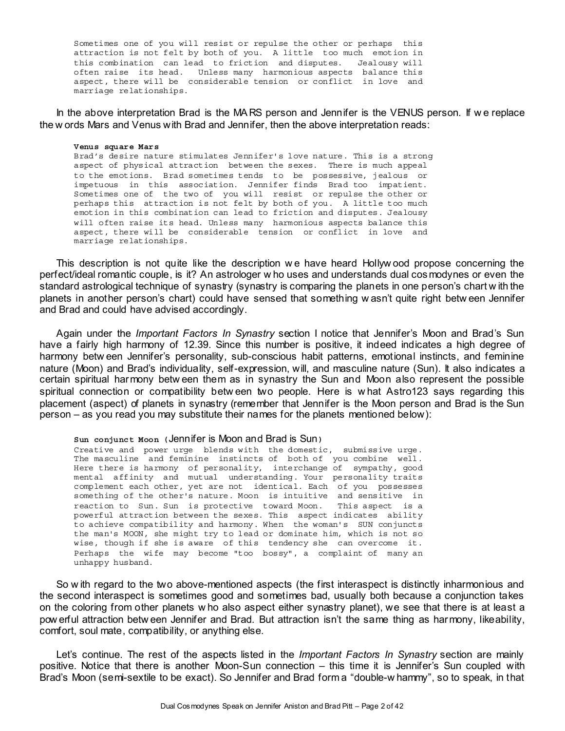> Sometimes one of you will resist or repulse the other or perhaps this attraction is not felt by both of you. A little too much emotion in this combination can lead to friction and disputes. Jealousy will often raise its head. Unless many harmonious aspects balance this aspect, there will be considerable tension or conflict in love and marriage relationships.

In the above interpretation Brad is the MARS person and Jennifer is the VENUS person. If we replace the words Mars and Venus with Brad and Jennifer, then the above interpretation reads:

> **Venus square Mars**
> Brad's desire nature stimulates Jennifer's love nature. This is a strong aspect of physical attraction between the sexes. There is much appeal to the emotions. Brad sometimes tends to be possessive, jealous or impetuous in this association. Jennifer finds Brad too impatient. Sometimes one of the two of you will resist or repulse the other or perhaps this attraction is not felt by both of you. A little too much emotion in this combination can lead to friction and disputes. Jealousy will often raise its head. Unless many harmonious aspects balance this aspect, there will be considerable tension or conflict in love and marriage relationships.

This description is not quite like the description we have heard Hollywood propose concerning the perfect/ideal romantic couple, is it? An astrologer who uses and understands dual cosmodynes or even the standard astrological technique of synastry (synastry is comparing the planets in one person's chart with the planets in another person's chart) could have sensed that something wasn't quite right between Jennifer and Brad and could have advised accordingly.

Again under the *Important Factors In Synastry* section I notice that Jennifer's Moon and Brad's Sun have a fairly high harmony of 12.39. Since this number is positive, it indeed indicates a high degree of harmony between Jennifer's personality, sub-conscious habit patterns, emotional instincts, and feminine nature (Moon) and Brad's individuality, self-expression, will, and masculine nature (Sun). It also indicates a certain spiritual harmony between them as in synastry the Sun and Moon also represent the possible spiritual connection or compatibility between two people. Here is what Astro123 says regarding this placement (aspect) of planets in synastry (remember that Jennifer is the Moon person and Brad is the Sun person – as you read you may substitute their names for the planets mentioned below):

> **Sun conjunct Moon** (Jennifer is Moon and Brad is Sun)
> Creative and power urge blends with the domestic, submissive urge. The masculine and feminine instincts of both of you combine well. Here there is harmony of personality, interchange of sympathy, good mental affinity and mutual understanding. Your personality traits complement each other, yet are not identical. Each of you possesses something of the other's nature. Moon is intuitive and sensitive in reaction to Sun. Sun is protective toward Moon. This aspect is a powerful attraction between the sexes. This aspect indicates ability to achieve compatibility and harmony. When the woman's SUN conjuncts the man's MOON, she might try to lead or dominate him, which is not so wise, though if she is aware of this tendency she can overcome it. Perhaps the wife may become "too bossy", a complaint of many an unhappy husband.

So with regard to the two above-mentioned aspects (the first interaspect is distinctly inharmonious and the second interaspect is sometimes good and sometimes bad, usually both because a conjunction takes on the coloring from other planets who also aspect either synastry planet), we see that there is at least a powerful attraction between Jennifer and Brad. But attraction isn't the same thing as harmony, likeability, comfort, soul mate, compatibility, or anything else.

Let's continue. The rest of the aspects listed in the *Important Factors In Synastry* section are mainly positive. Notice that there is another Moon-Sun connection – this time it is Jennifer's Sun coupled with Brad's Moon (semi-sextile to be exact). So Jennifer and Brad form a "double-whammy", so to speak, in that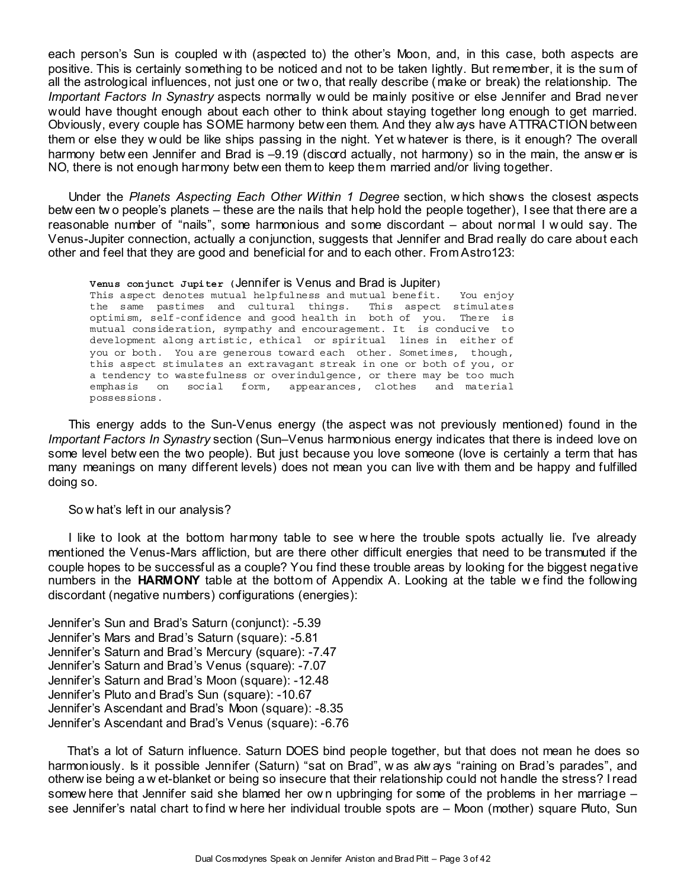each person's Sun is coupled with (aspected to) the other's Moon, and, in this case, both aspects are positive. This is certainly something to be noticed and not to be taken lightly. But remember, it is the sum of all the astrological influences, not just one or two, that really describe (make or break) the relationship. The *Important Factors In Synastry* aspects normally would be mainly positive or else Jennifer and Brad never would have thought enough about each other to think about staying together long enough to get married. Obviously, every couple has SOME harmony between them. And they always have ATTRACTION between them or else they would be like ships passing in the night. Yet whatever is there, is it enough? The overall harmony between Jennifer and Brad is –9.19 (discord actually, not harmony) so in the main, the answer is NO, there is not enough harmony between them to keep them married and/or living together.

Under the *Planets Aspecting Each Other Within 1 Degree* section, which shows the closest aspects between two people's planets – these are the nails that help hold the people together), I see that there are a reasonable number of "nails", some harmonious and some discordant – about normal I would say. The Venus-Jupiter connection, actually a conjunction, suggests that Jennifer and Brad really do care about each other and feel that they are good and beneficial for and to each other. From Astro123:

> **Venus conjunct Jupiter** (Jennifer is Venus and Brad is Jupiter)
> This aspect denotes mutual helpfulness and mutual benefit. You enjoy the same pastimes and cultural things. This aspect stimulates optimism, self-confidence and good health in both of you. There is mutual consideration, sympathy and encouragement. It is conducive to development along artistic, ethical or spiritual lines in either of you or both. You are generous toward each other. Sometimes, though, this aspect stimulates an extravagant streak in one or both of you, or a tendency to wastefulness or overindulgence, or there may be too much emphasis on social form, appearances, clothes and material possessions.

This energy adds to the Sun-Venus energy (the aspect was not previously mentioned) found in the *Important Factors In Synastry* section (Sun–Venus harmonious energy indicates that there is indeed love on some level between the two people). But just because you love someone (love is certainly a term that has many meanings on many different levels) does not mean you can live with them and be happy and fulfilled doing so.

So what's left in our analysis?

I like to look at the bottom harmony table to see where the trouble spots actually lie. I've already mentioned the Venus-Mars affliction, but are there other difficult energies that need to be transmuted if the couple hopes to be successful as a couple? You find these trouble areas by looking for the biggest negative numbers in the **HARMONY** table at the bottom of Appendix A. Looking at the table we find the following discordant (negative numbers) configurations (energies):

Jennifer's Sun and Brad's Saturn (conjunct): -5.39
Jennifer's Mars and Brad's Saturn (square): -5.81
Jennifer's Saturn and Brad's Mercury (square): -7.47
Jennifer's Saturn and Brad's Venus (square): -7.07
Jennifer's Saturn and Brad's Moon (square): -12.48
Jennifer's Pluto and Brad's Sun (square): -10.67
Jennifer's Ascendant and Brad's Moon (square): -8.35
Jennifer's Ascendant and Brad's Venus (square): -6.76

That's a lot of Saturn influence. Saturn DOES bind people together, but that does not mean he does so harmoniously. Is it possible Jennifer (Saturn) "sat on Brad", was always "raining on Brad's parades", and otherwise being a wet-blanket or being so insecure that their relationship could not handle the stress? I read somewhere that Jennifer said she blamed her own upbringing for some of the problems in her marriage – see Jennifer's natal chart to find where her individual trouble spots are – Moon (mother) square Pluto, Sun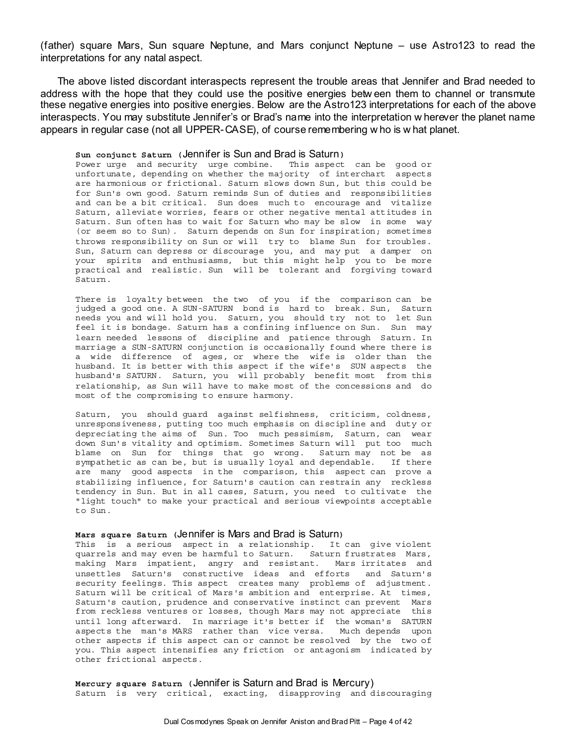(father) square Mars, Sun square Neptune, and Mars conjunct Neptune – use Astro123 to read the interpretations for any natal aspect.

The above listed discordant interaspects represent the trouble areas that Jennifer and Brad needed to address with the hope that they could use the positive energies between them to channel or transmute these negative energies into positive energies. Below are the Astro123 interpretations for each of the above interaspects. You may substitute Jennifer's or Brad's name into the interpretation wherever the planet name appears in regular case (not all UPPER-CASE), of course remembering who is what planet.

**Sun conjunct Saturn** (Jennifer is Sun and Brad is Saturn)
Power urge and security urge combine. This aspect can be good or unfortunate, depending on whether the majority of interchart aspects are harmonious or frictional. Saturn slows down Sun, but this could be for Sun's own good. Saturn reminds Sun of duties and responsibilities and can be a bit critical. Sun does much to encourage and vitalize Saturn, alleviate worries, fears or other negative mental attitudes in Saturn. Sun often has to wait for Saturn who may be slow in some way (or seem so to Sun). Saturn depends on Sun for inspiration; sometimes throws responsibility on Sun or will try to blame Sun for troubles. Sun, Saturn can depress or discourage you, and may put a damper on your spirits and enthusiasms, but this might help you to be more practical and realistic. Sun will be tolerant and forgiving toward Saturn.

There is loyalty between the two of you if the comparison can be judged a good one. A SUN-SATURN bond is hard to break. Sun, Saturn needs you and will hold you. Saturn, you should try not to let Sun feel it is bondage. Saturn has a confining influence on Sun. Sun may learn needed lessons of discipline and patience through Saturn. In marriage a SUN-SATURN conjunction is occasionally found where there is a wide difference of ages, or where the wife is older than the husband. It is better with this aspect if the wife's SUN aspects the husband's SATURN. Saturn, you will probably benefit most from this relationship, as Sun will have to make most of the concessions and do most of the compromising to ensure harmony.

Saturn, you should guard against selfishness, criticism, coldness, unresponsiveness, putting too much emphasis on discipline and duty or depreciating the aims of Sun. Too much pessimism, Saturn, can wear down Sun's vitality and optimism. Sometimes Saturn will put too much blame on Sun for things that go wrong. Saturn may not be as sympathetic as can be, but is usually loyal and dependable. If there are many good aspects in the comparison, this aspect can prove a stabilizing influence, for Saturn's caution can restrain any reckless tendency in Sun. But in all cases, Saturn, you need to cultivate the "light touch" to make your practical and serious viewpoints acceptable to Sun.

**Mars square Saturn** (Jennifer is Mars and Brad is Saturn)
This is a serious aspect in a relationship. It can give violent quarrels and may even be harmful to Saturn. Saturn frustrates Mars, making Mars impatient, angry and resistant. Mars irritates and unsettles Saturn's constructive ideas and efforts and Saturn's security feelings. This aspect creates many problems of adjustment. Saturn will be critical of Mars's ambition and enterprise. At times, Saturn's caution, prudence and conservative instinct can prevent Mars from reckless ventures or losses, though Mars may not appreciate this until long afterward. In marriage it's better if the woman's SATURN aspects the man's MARS rather than vice versa. Much depends upon other aspects if this aspect can or cannot be resolved by the two of you. This aspect intensifies any friction or antagonism indicated by other frictional aspects.

**Mercury square Saturn** (Jennifer is Saturn and Brad is Mercury)
Saturn is very critical, exacting, disapproving and discouraging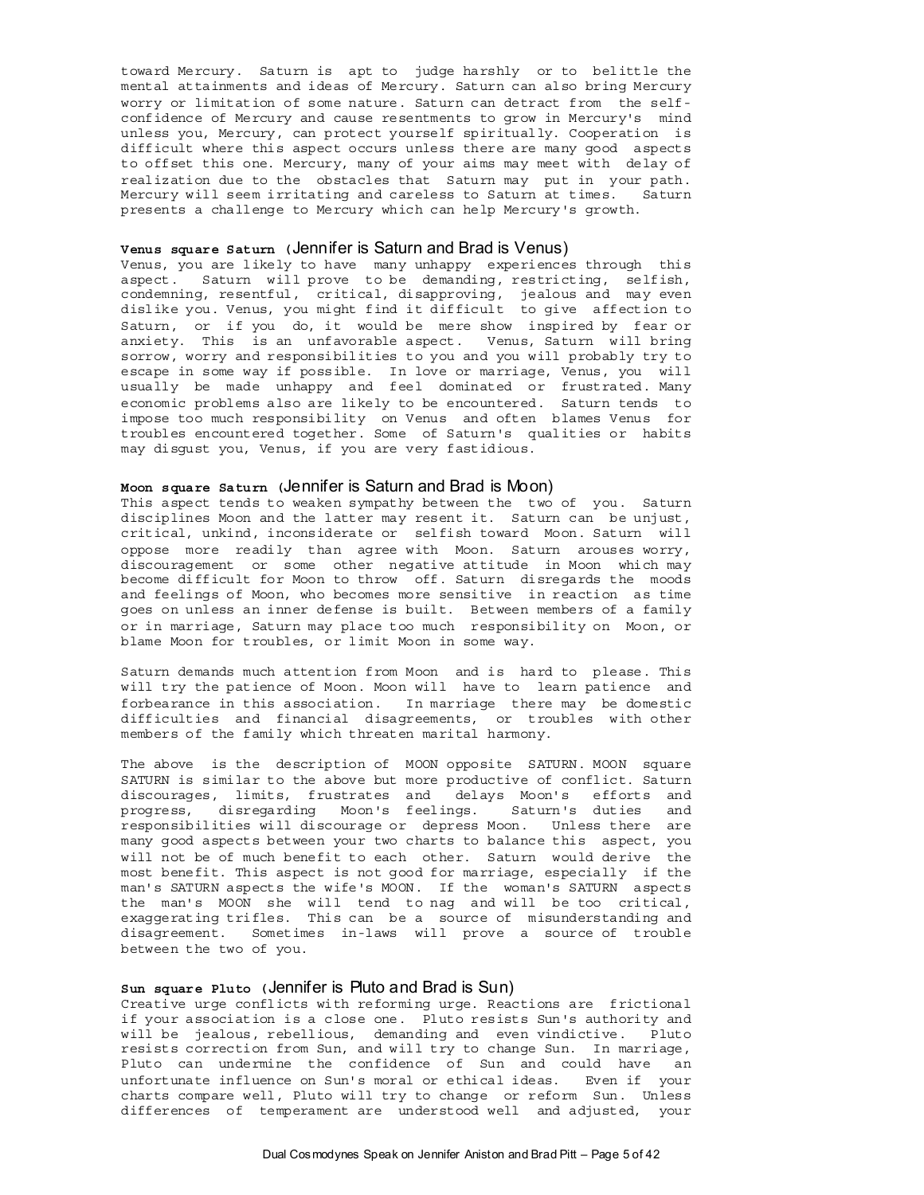toward Mercury. Saturn is apt to judge harshly or to belittle the mental attainments and ideas of Mercury. Saturn can also bring Mercury worry or limitation of some nature. Saturn can detract from the self-confidence of Mercury and cause resentments to grow in Mercury's mind unless you, Mercury, can protect yourself spiritually. Cooperation is difficult where this aspect occurs unless there are many good aspects to offset this one. Mercury, many of your aims may meet with delay of realization due to the obstacles that Saturn may put in your path. Mercury will seem irritating and careless to Saturn at times. Saturn presents a challenge to Mercury which can help Mercury's growth.

**Venus square Saturn** (Jennifer is Saturn and Brad is Venus)
Venus, you are likely to have many unhappy experiences through this aspect. Saturn will prove to be demanding, restricting, selfish, condemning, resentful, critical, disapproving, jealous and may even dislike you. Venus, you might find it difficult to give affection to Saturn, or if you do, it would be mere show inspired by fear or anxiety. This is an unfavorable aspect. Venus, Saturn will bring sorrow, worry and responsibilities to you and you will probably try to escape in some way if possible. In love or marriage, Venus, you will usually be made unhappy and feel dominated or frustrated. Many economic problems also are likely to be encountered. Saturn tends to impose too much responsibility on Venus and often blames Venus for troubles encountered together. Some of Saturn's qualities or habits may disgust you, Venus, if you are very fastidious.

**Moon square Saturn** (Jennifer is Saturn and Brad is Moon)
This aspect tends to weaken sympathy between the two of you. Saturn disciplines Moon and the latter may resent it. Saturn can be unjust, critical, unkind, inconsiderate or selfish toward Moon. Saturn will oppose more readily than agree with Moon. Saturn arouses worry, discouragement or some other negative attitude in Moon which may become difficult for Moon to throw off. Saturn disregards the moods and feelings of Moon, who becomes more sensitive in reaction as time goes on unless an inner defense is built. Between members of a family or in marriage, Saturn may place too much responsibility on Moon, or blame Moon for troubles, or limit Moon in some way.

Saturn demands much attention from Moon and is hard to please. This will try the patience of Moon. Moon will have to learn patience and forbearance in this association. In marriage there may be domestic difficulties and financial disagreements, or troubles with other members of the family which threaten marital harmony.

The above is the description of MOON opposite SATURN. MOON square SATURN is similar to the above but more productive of conflict. Saturn discourages, limits, frustrates and delays Moon's efforts and progress, disregarding Moon's feelings. Saturn's duties and responsibilities will discourage or depress Moon. Unless there are many good aspects between your two charts to balance this aspect, you will not be of much benefit to each other. Saturn would derive the most benefit. This aspect is not good for marriage, especially if the man's SATURN aspects the wife's MOON. If the woman's SATURN aspects the man's MOON she will tend to nag and will be too critical, exaggerating trifles. This can be a source of misunderstanding and disagreement. Sometimes in-laws will prove a source of trouble between the two of you.

**Sun square Pluto** (Jennifer is Pluto and Brad is Sun)
Creative urge conflicts with reforming urge. Reactions are frictional if your association is a close one. Pluto resists Sun's authority and will be jealous, rebellious, demanding and even vindictive. Pluto resists correction from Sun, and will try to change Sun. In marriage, Pluto can undermine the confidence of Sun and could have an unfortunate influence on Sun's moral or ethical ideas. Even if your charts compare well, Pluto will try to change or reform Sun. Unless differences of temperament are understood well and adjusted, your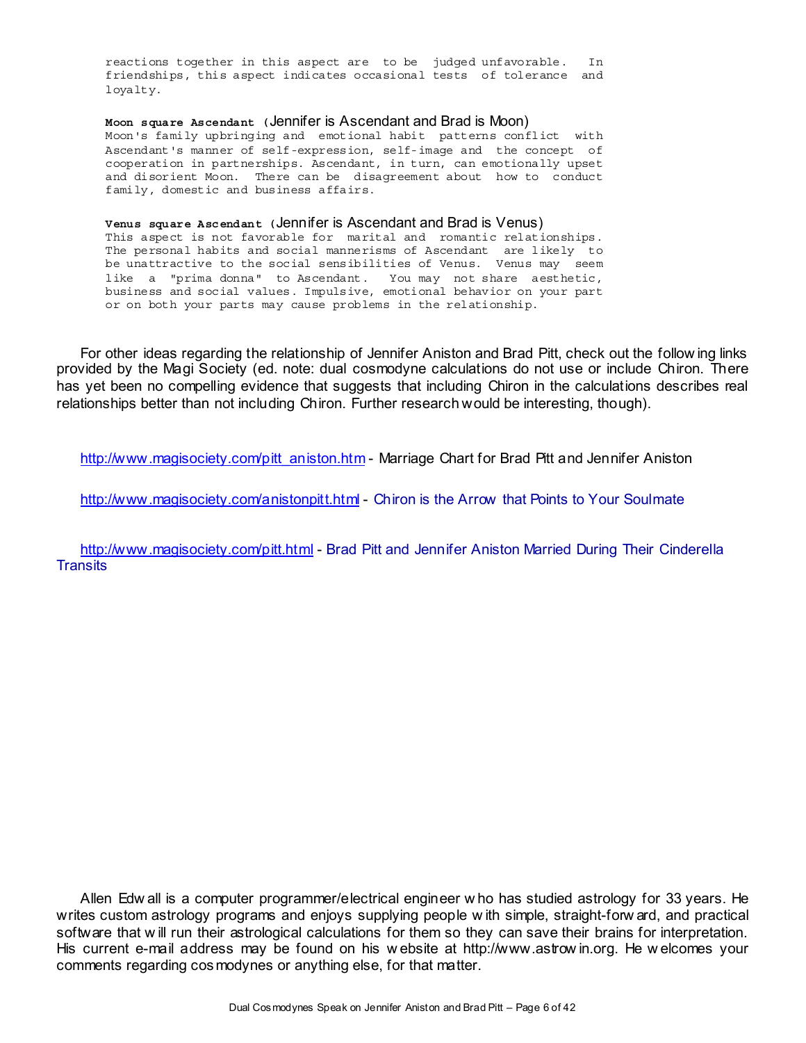reactions together in this aspect are to be judged unfavorable. In friendships, this aspect indicates occasional tests of tolerance and loyalty.

**Moon square Ascendant** (Jennifer is Ascendant and Brad is Moon)
Moon's family upbringing and emotional habit patterns conflict with Ascendant's manner of self-expression, self-image and the concept of cooperation in partnerships. Ascendant, in turn, can emotionally upset and disorient Moon. There can be disagreement about how to conduct family, domestic and business affairs.

**Venus square Ascendant** (Jennifer is Ascendant and Brad is Venus)
This aspect is not favorable for marital and romantic relationships. The personal habits and social mannerisms of Ascendant are likely to be unattractive to the social sensibilities of Venus. Venus may seem like a "prima donna" to Ascendant. You may not share aesthetic, business and social values. Impulsive, emotional behavior on your part or on both your parts may cause problems in the relationship.

For other ideas regarding the relationship of Jennifer Aniston and Brad Pitt, check out the following links provided by the Magi Society (ed. note: dual cosmodyne calculations do not use or include Chiron. There has yet been no compelling evidence that suggests that including Chiron in the calculations describes real relationships better than not including Chiron. Further research would be interesting, though).

http://www.magisociety.com/pitt_aniston.htm - Marriage Chart for Brad Pitt and Jennifer Aniston

http://www.magisociety.com/anistonpitt.html - Chiron is the Arrow that Points to Your Soulmate

http://www.magisociety.com/pitt.html - Brad Pitt and Jennifer Aniston Married During Their Cinderella Transits

Allen Edwall is a computer programmer/electrical engineer who has studied astrology for 33 years. He writes custom astrology programs and enjoys supplying people with simple, straight-forward, and practical software that will run their astrological calculations for them so they can save their brains for interpretation. His current e-mail address may be found on his website at http://www.astrowin.org. He welcomes your comments regarding cosmodynes or anything else, for that matter.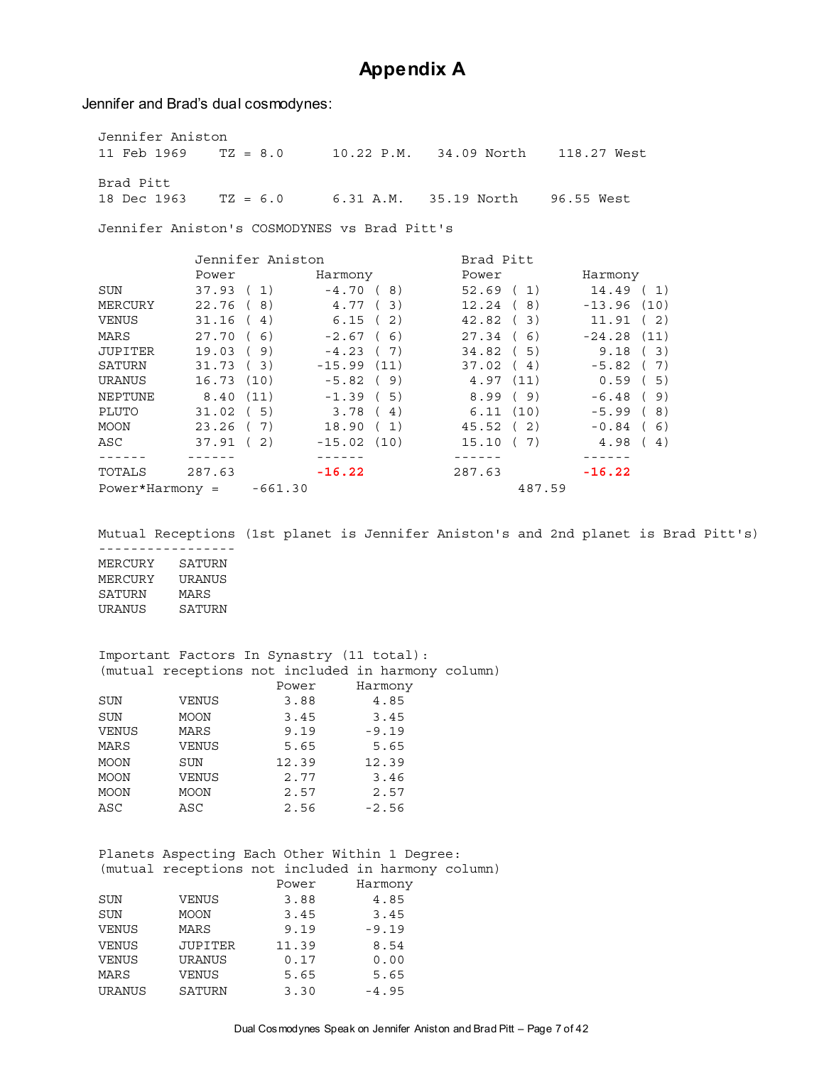# Appendix A

Jennifer and Brad's dual cosmodynes:

Jennifer Aniston
11 Feb 1969 TZ = 8.0 10.22 P.M. 34.09 North 118.27 West

Brad Pitt
18 Dec 1963 TZ = 6.0 6.31 A.M. 35.19 North 96.55 West

Jennifer Aniston's COSMODYNES vs Brad Pitt's

| | Jennifer Aniston | | Brad Pitt | |
|---|---|---|---|---|
| | Power | Harmony | Power | Harmony |
| SUN | 37.93 ( 1) | -4.70 ( 8) | 52.69 ( 1) | 14.49 ( 1) |
| MERCURY | 22.76 ( 8) | 4.77 ( 3) | 12.24 ( 8) | -13.96 (10) |
| VENUS | 31.16 ( 4) | 6.15 ( 2) | 42.82 ( 3) | 11.91 ( 2) |
| MARS | 27.70 ( 6) | -2.67 ( 6) | 27.34 ( 6) | -24.28 (11) |
| JUPITER | 19.03 ( 9) | -4.23 ( 7) | 34.82 ( 5) | 9.18 ( 3) |
| SATURN | 31.73 ( 3) | -15.99 (11) | 37.02 ( 4) | -5.82 ( 7) |
| URANUS | 16.73 (10) | -5.82 ( 9) | 4.97 (11) | 0.59 ( 5) |
| NEPTUNE | 8.40 (11) | -1.39 ( 5) | 8.99 ( 9) | -6.48 ( 9) |
| PLUTO | 31.02 ( 5) | 3.78 ( 4) | 6.11 (10) | -5.99 ( 8) |
| MOON | 23.26 ( 7) | 18.90 ( 1) | 45.52 ( 2) | -0.84 ( 6) |
| ASC | 37.91 ( 2) | -15.02 (10) | 15.10 ( 7) | 4.98 ( 4) |
| ------ | ------ | ------ | ------ | ------ |
| TOTALS | 287.63 | **-16.22** | 287.63 | **-16.22** |
| Power*Harmony = | | -661.30 | | 487.59 |

Mutual Receptions (1st planet is Jennifer Aniston's and 2nd planet is Brad Pitt's)

| | |
|---|---|
| MERCURY | SATURN |
| MERCURY | URANUS |
| SATURN | MARS |
| URANUS | SATURN |

Important Factors In Synastry (11 total):
(mutual receptions not included in harmony column)

| | | Power | Harmony |
|---|---|---|---|
| SUN | VENUS | 3.88 | 4.85 |
| SUN | MOON | 3.45 | 3.45 |
| VENUS | MARS | 9.19 | -9.19 |
| MARS | VENUS | 5.65 | 5.65 |
| MOON | SUN | 12.39 | 12.39 |
| MOON | VENUS | 2.77 | 3.46 |
| MOON | MOON | 2.57 | 2.57 |
| ASC | ASC | 2.56 | -2.56 |

Planets Aspecting Each Other Within 1 Degree:
(mutual receptions not included in harmony column)

| | | Power | Harmony |
|---|---|---|---|
| SUN | VENUS | 3.88 | 4.85 |
| SUN | MOON | 3.45 | 3.45 |
| VENUS | MARS | 9.19 | -9.19 |
| VENUS | JUPITER | 11.39 | 8.54 |
| VENUS | URANUS | 0.17 | 0.00 |
| MARS | VENUS | 5.65 | 5.65 |
| URANUS | SATURN | 3.30 | -4.95 |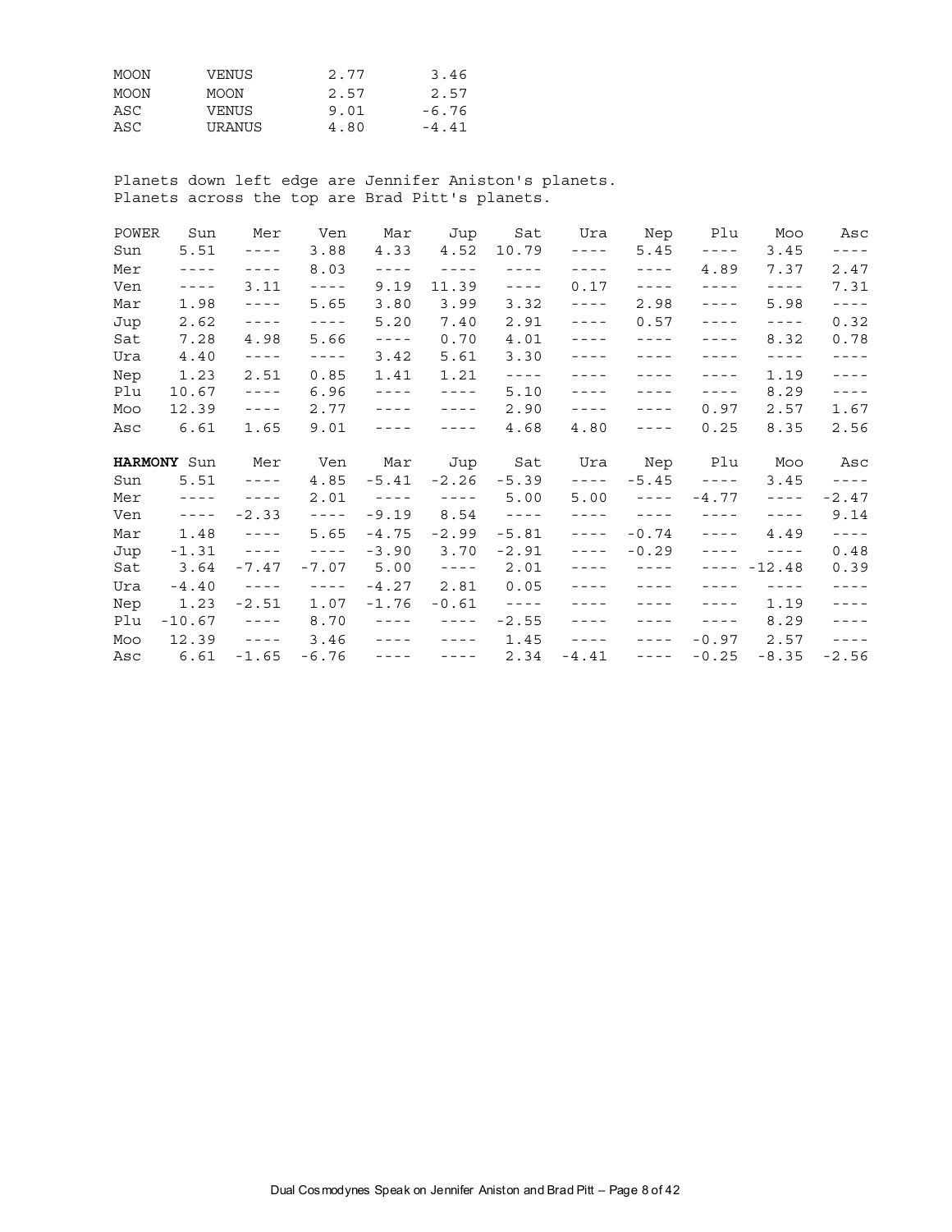| | | | |
|---|---|---|---|
| MOON | VENUS | 2.77 | 3.46 |
| MOON | MOON | 2.57 | 2.57 |
| ASC | VENUS | 9.01 | -6.76 |
| ASC | URANUS | 4.80 | -4.41 |

Planets down left edge are Jennifer Aniston's planets.
Planets across the top are Brad Pitt's planets.

| POWER | Sun | Mer | Ven | Mar | Jup | Sat | Ura | Nep | Plu | Moo | Asc |
|---|---|---|---|---|---|---|---|---|---|---|---|
| Sun | 5.51 | ---- | 3.88 | 4.33 | 4.52 | 10.79 | ---- | 5.45 | ---- | 3.45 | ---- |
| Mer | ---- | ---- | 8.03 | ---- | ---- | ---- | ---- | ---- | 4.89 | 7.37 | 2.47 |
| Ven | ---- | 3.11 | ---- | 9.19 | 11.39 | ---- | 0.17 | ---- | ---- | ---- | 7.31 |
| Mar | 1.98 | ---- | 5.65 | 3.80 | 3.99 | 3.32 | ---- | 2.98 | ---- | 5.98 | ---- |
| Jup | 2.62 | ---- | ---- | 5.20 | 7.40 | 2.91 | ---- | 0.57 | ---- | ---- | 0.32 |
| Sat | 7.28 | 4.98 | 5.66 | ---- | 0.70 | 4.01 | ---- | ---- | ---- | 8.32 | 0.78 |
| Ura | 4.40 | ---- | ---- | 3.42 | 5.61 | 3.30 | ---- | ---- | ---- | ---- | ---- |
| Nep | 1.23 | 2.51 | 0.85 | 1.41 | 1.21 | ---- | ---- | ---- | ---- | 1.19 | ---- |
| Plu | 10.67 | ---- | 6.96 | ---- | ---- | 5.10 | ---- | ---- | ---- | 8.29 | ---- |
| Moo | 12.39 | ---- | 2.77 | ---- | ---- | 2.90 | ---- | ---- | 0.97 | 2.57 | 1.67 |
| Asc | 6.61 | 1.65 | 9.01 | ---- | ---- | 4.68 | 4.80 | ---- | 0.25 | 8.35 | 2.56 |

| **HARMONY** | Sun | Mer | Ven | Mar | Jup | Sat | Ura | Nep | Plu | Moo | Asc |
|---|---|---|---|---|---|---|---|---|---|---|---|
| Sun | 5.51 | ---- | 4.85 | -5.41 | -2.26 | -5.39 | ---- | -5.45 | ---- | 3.45 | ---- |
| Mer | ---- | ---- | 2.01 | ---- | ---- | 5.00 | 5.00 | ---- | -4.77 | ---- | -2.47 |
| Ven | ---- | -2.33 | ---- | -9.19 | 8.54 | ---- | ---- | ---- | ---- | ---- | 9.14 |
| Mar | 1.48 | ---- | 5.65 | -4.75 | -2.99 | -5.81 | ---- | -0.74 | ---- | 4.49 | ---- |
| Jup | -1.31 | ---- | ---- | -3.90 | 3.70 | -2.91 | ---- | -0.29 | ---- | ---- | 0.48 |
| Sat | 3.64 | -7.47 | -7.07 | 5.00 | ---- | 2.01 | ---- | ---- | ---- | -12.48 | 0.39 |
| Ura | -4.40 | ---- | ---- | -4.27 | 2.81 | 0.05 | ---- | ---- | ---- | ---- | ---- |
| Nep | 1.23 | -2.51 | 1.07 | -1.76 | -0.61 | ---- | ---- | ---- | ---- | 1.19 | ---- |
| Plu | -10.67 | ---- | 8.70 | ---- | ---- | -2.55 | ---- | ---- | ---- | 8.29 | ---- |
| Moo | 12.39 | ---- | 3.46 | ---- | ---- | 1.45 | ---- | ---- | -0.97 | 2.57 | ---- |
| Asc | 6.61 | -1.65 | -6.76 | ---- | ---- | 2.34 | -4.41 | ---- | -0.25 | -8.35 | -2.56 |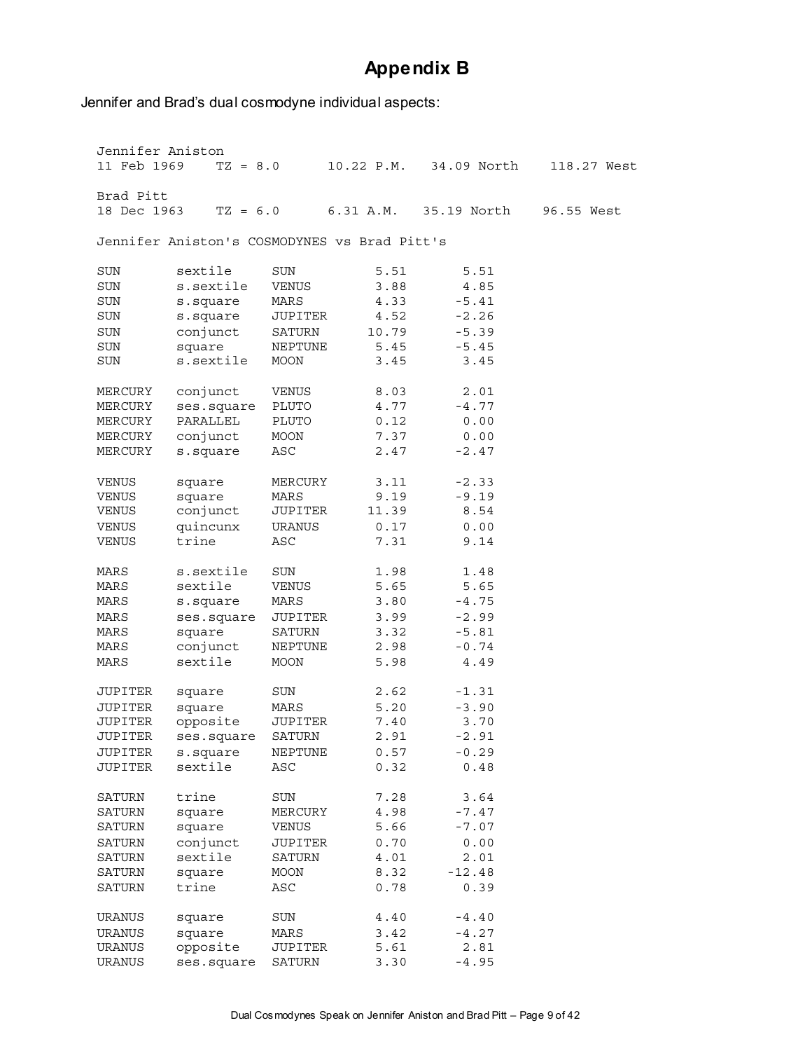# Appendix B

Jennifer and Brad's dual cosmodyne individual aspects:

```
Jennifer Aniston
11 Feb 1969    TZ = 8.0      10.22 P.M.   34.09 North    118.27 West

Brad Pitt
18 Dec 1963    TZ = 6.0      6.31 A.M.   35.19 North    96.55 West

Jennifer Aniston's COSMODYNES vs Brad Pitt's

SUN       sextile     SUN          5.51       5.51
SUN       s.sextile   VENUS        3.88       4.85
SUN       s.square    MARS         4.33      -5.41
SUN       s.square    JUPITER      4.52      -2.26
SUN       conjunct    SATURN      10.79      -5.39
SUN       square      NEPTUNE      5.45      -5.45
SUN       s.sextile   MOON         3.45       3.45

MERCURY   conjunct    VENUS        8.03       2.01
MERCURY   ses.square  PLUTO        4.77      -4.77
MERCURY   PARALLEL    PLUTO        0.12       0.00
MERCURY   conjunct    MOON         7.37       0.00
MERCURY   s.square    ASC          2.47      -2.47

VENUS     square      MERCURY      3.11      -2.33
VENUS     square      MARS         9.19      -9.19
VENUS     conjunct    JUPITER     11.39       8.54
VENUS     quincunx    URANUS       0.17       0.00
VENUS     trine       ASC          7.31       9.14

MARS      s.sextile   SUN          1.98       1.48
MARS      sextile     VENUS        5.65       5.65
MARS      s.square    MARS         3.80      -4.75
MARS      ses.square  JUPITER      3.99      -2.99
MARS      square      SATURN       3.32      -5.81
MARS      conjunct    NEPTUNE      2.98      -0.74
MARS      sextile     MOON         5.98       4.49

JUPITER   square      SUN          2.62      -1.31
JUPITER   square      MARS         5.20      -3.90
JUPITER   opposite    JUPITER      7.40       3.70
JUPITER   ses.square  SATURN       2.91      -2.91
JUPITER   s.square    NEPTUNE      0.57      -0.29
JUPITER   sextile     ASC          0.32       0.48

SATURN    trine       SUN          7.28       3.64
SATURN    square      MERCURY      4.98      -7.47
SATURN    square      VENUS        5.66      -7.07
SATURN    conjunct    JUPITER      0.70       0.00
SATURN    sextile     SATURN       4.01       2.01
SATURN    square      MOON         8.32     -12.48
SATURN    trine       ASC          0.78       0.39

URANUS    square      SUN          4.40      -4.40
URANUS    square      MARS         3.42      -4.27
URANUS    opposite    JUPITER      5.61       2.81
URANUS    ses.square  SATURN       3.30      -4.95
```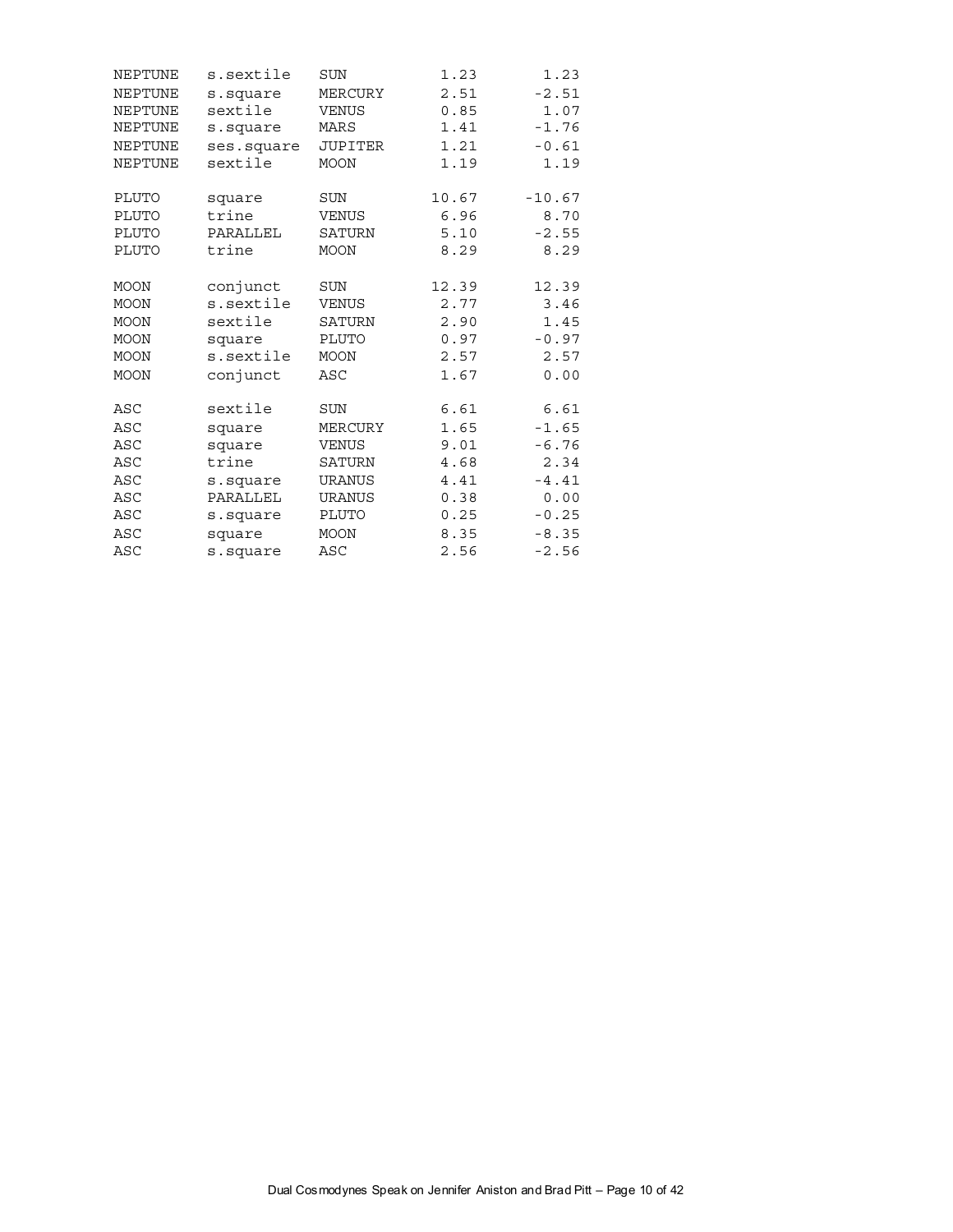| | | | | |
|---|---|---|---|---|
| NEPTUNE | s.sextile | SUN | 1.23 | 1.23 |
| NEPTUNE | s.square | MERCURY | 2.51 | -2.51 |
| NEPTUNE | sextile | VENUS | 0.85 | 1.07 |
| NEPTUNE | s.square | MARS | 1.41 | -1.76 |
| NEPTUNE | ses.square | JUPITER | 1.21 | -0.61 |
| NEPTUNE | sextile | MOON | 1.19 | 1.19 |
| | | | | |
| PLUTO | square | SUN | 10.67 | -10.67 |
| PLUTO | trine | VENUS | 6.96 | 8.70 |
| PLUTO | PARALLEL | SATURN | 5.10 | -2.55 |
| PLUTO | trine | MOON | 8.29 | 8.29 |
| | | | | |
| MOON | conjunct | SUN | 12.39 | 12.39 |
| MOON | s.sextile | VENUS | 2.77 | 3.46 |
| MOON | sextile | SATURN | 2.90 | 1.45 |
| MOON | square | PLUTO | 0.97 | -0.97 |
| MOON | s.sextile | MOON | 2.57 | 2.57 |
| MOON | conjunct | ASC | 1.67 | 0.00 |
| | | | | |
| ASC | sextile | SUN | 6.61 | 6.61 |
| ASC | square | MERCURY | 1.65 | -1.65 |
| ASC | square | VENUS | 9.01 | -6.76 |
| ASC | trine | SATURN | 4.68 | 2.34 |
| ASC | s.square | URANUS | 4.41 | -4.41 |
| ASC | PARALLEL | URANUS | 0.38 | 0.00 |
| ASC | s.square | PLUTO | 0.25 | -0.25 |
| ASC | square | MOON | 8.35 | -8.35 |
| ASC | s.square | ASC | 2.56 | -2.56 |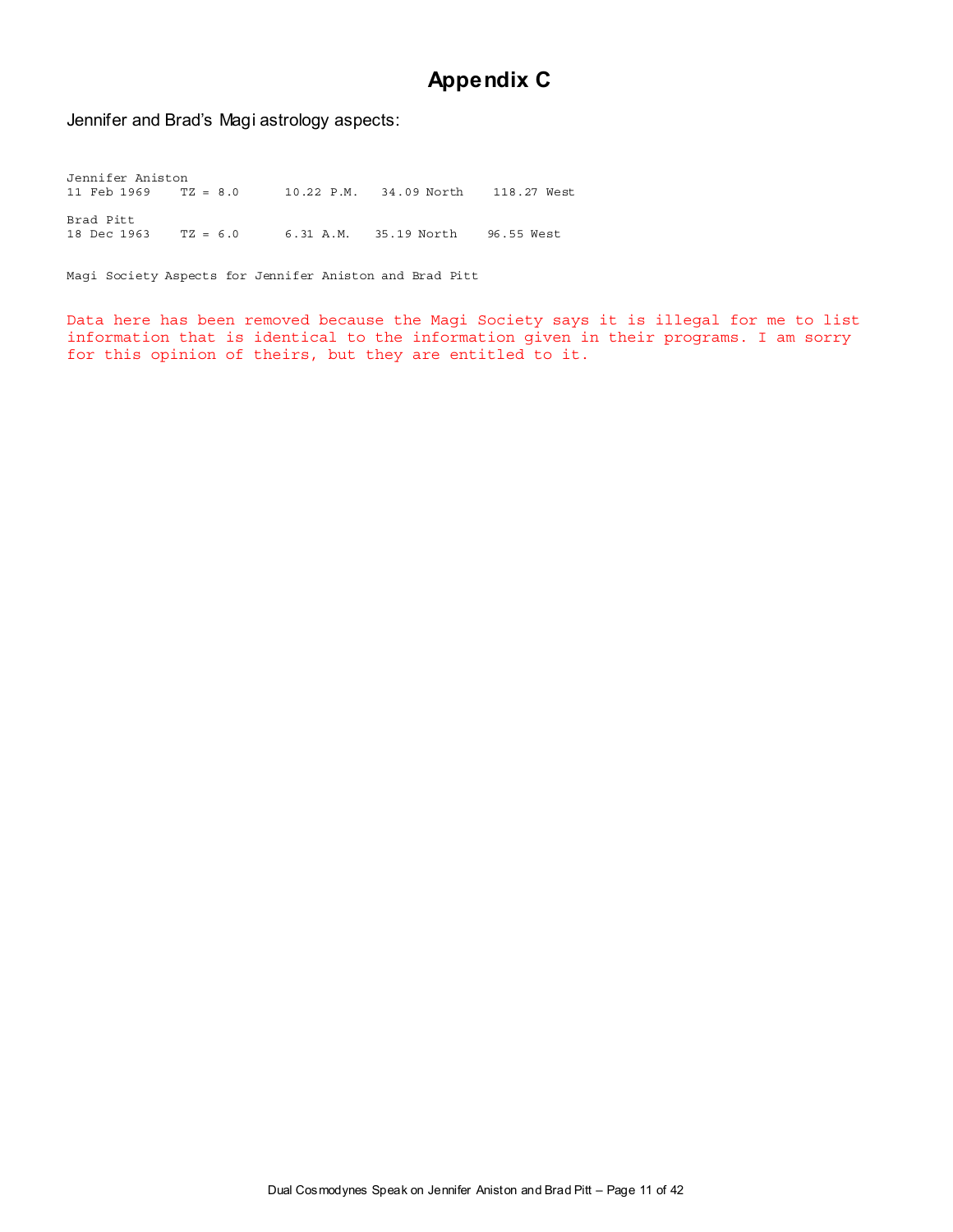# Appendix C

Jennifer and Brad's Magi astrology aspects:

```
Jennifer Aniston
11 Feb 1969    TZ = 8.0      10.22 P.M.   34.09 North    118.27 West

Brad Pitt
18 Dec 1963    TZ = 6.0      6.31 A.M.   35.19 North    96.55 West


Magi Society Aspects for Jennifer Aniston and Brad Pitt
```

```
Data here has been removed because the Magi Society says it is illegal for me to list
information that is identical to the information given in their programs. I am sorry
for this opinion of theirs, but they are entitled to it.
```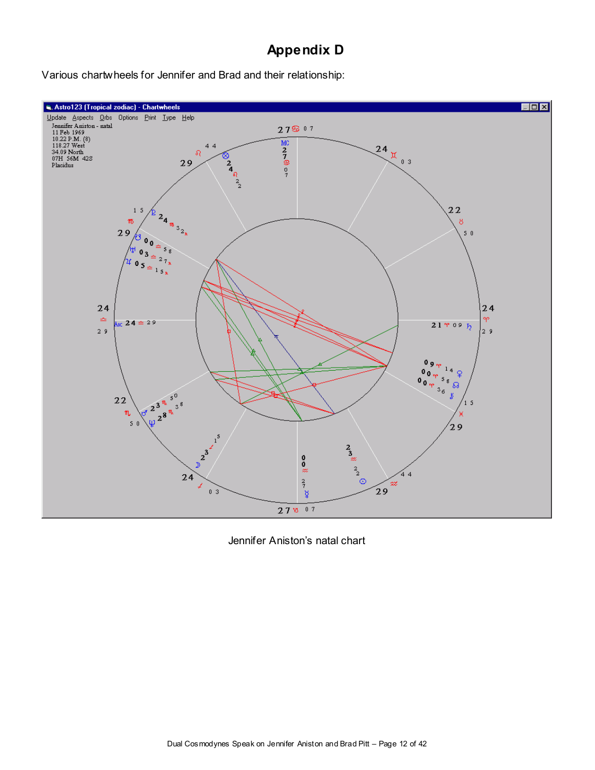# Appendix D

Various chartwheels for Jennifer and Brad and their relationship:

Jennifer Aniston's natal chart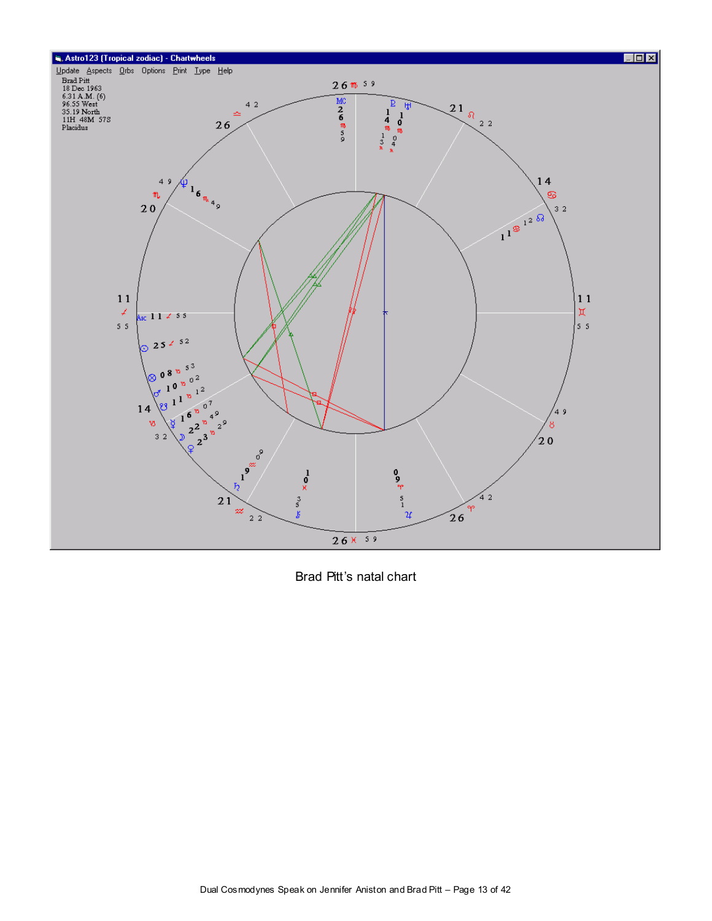Astro123 (Tropical zodiac) - Chartwheels

Update Aspects Orbs Options Print Type Help

Brad Pitt
18 Dec 1963
6.31 A.M. (6)
96.55 West
35.19 North
11H 48M 57S
Placidus

Brad Pitt's natal chart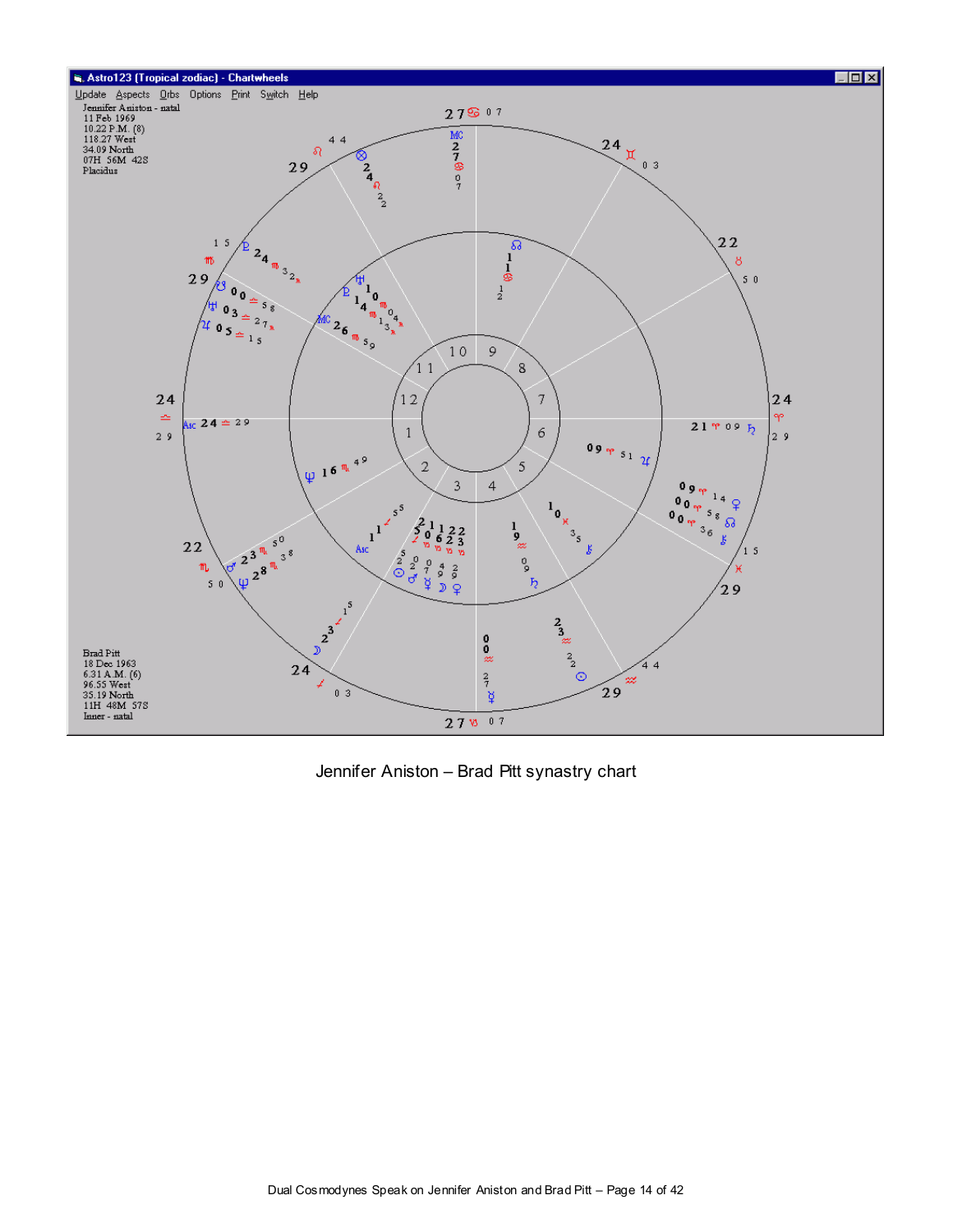Jennifer Aniston – Brad Pitt synastry chart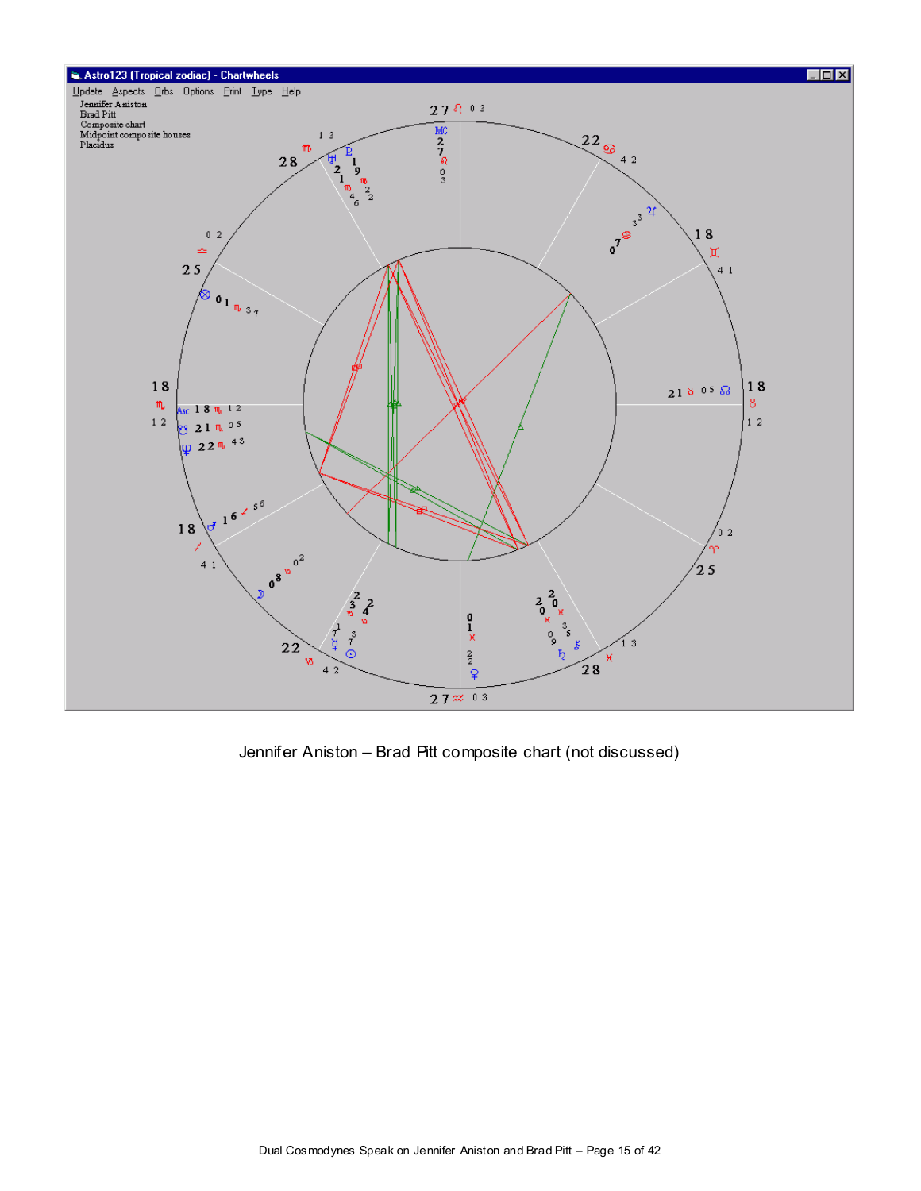Jennifer Aniston – Brad Pitt composite chart (not discussed)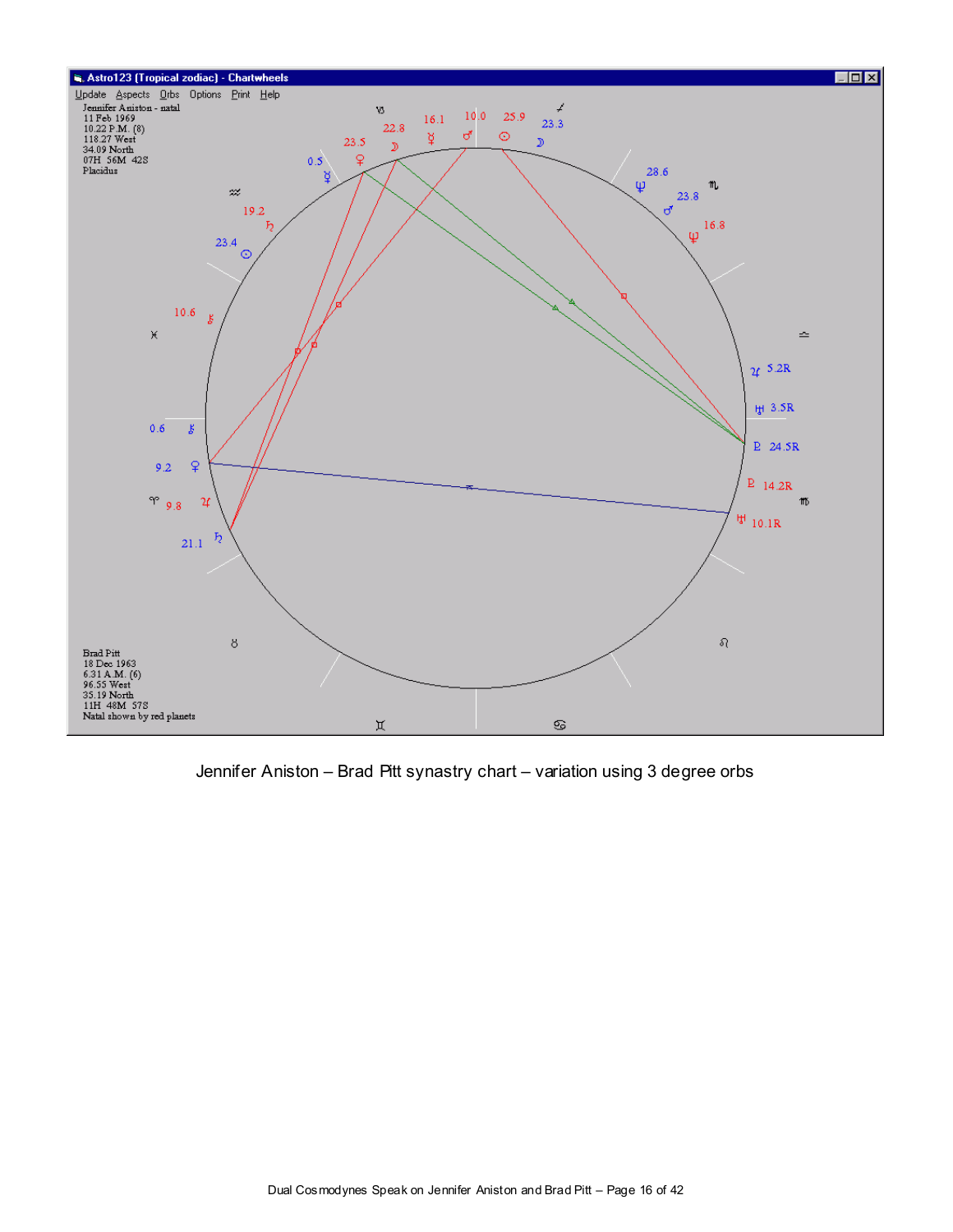Astro123 (Tropical zodiac) - Chartwheels

Update Aspects Orbs Options Print Help

Jennifer Aniston - natal
11 Feb 1969
10.22 P.M. (8)
118.27 West
34.09 North
07H 56M 42S
Placidus

Brad Pitt
18 Dec 1963
6.31 A.M. (6)
96.55 West
35.19 North
11H 48M 57S
Natal shown by red planets

Jennifer Aniston – Brad Pitt synastry chart – variation using 3 degree orbs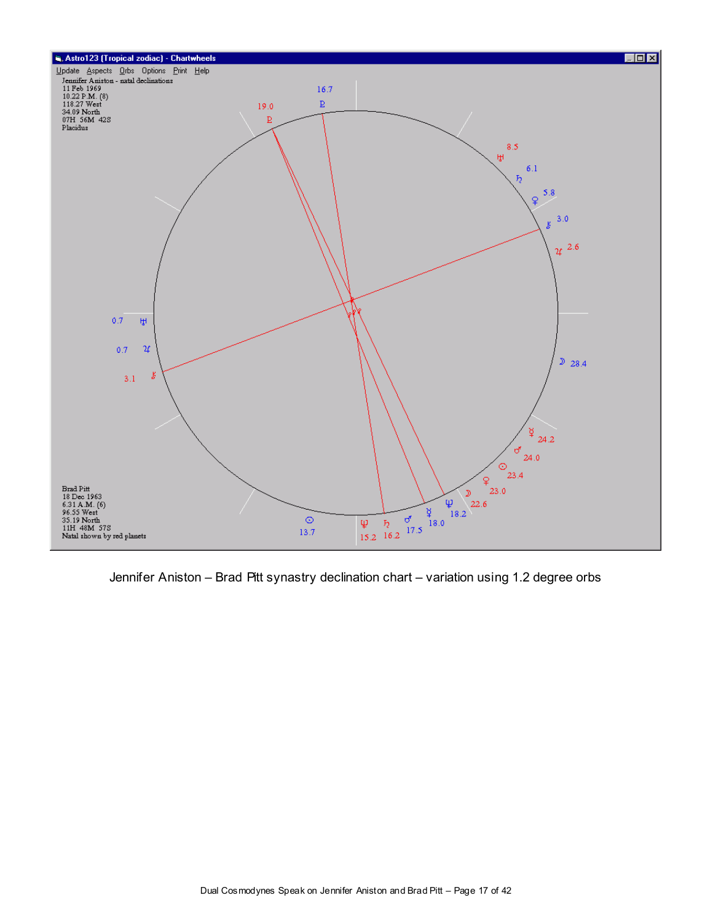Jennifer Aniston – Brad Pitt synastry declination chart – variation using 1.2 degree orbs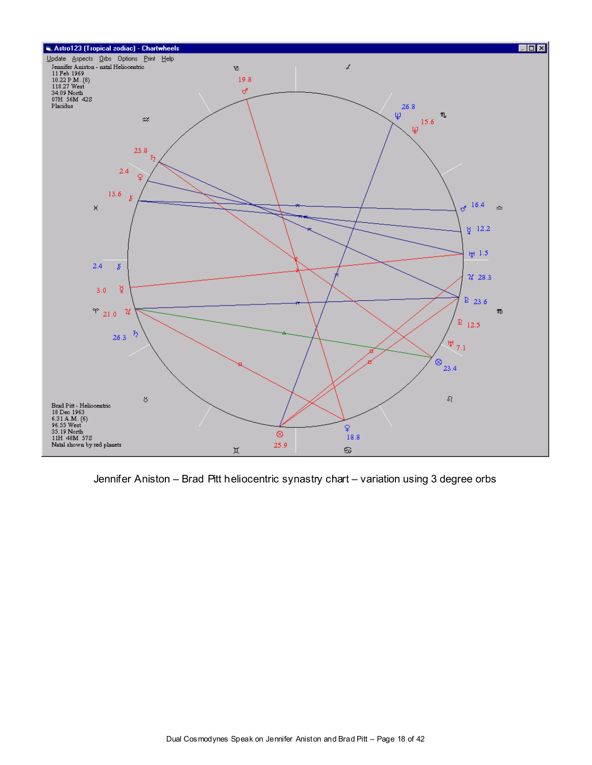Astro123 (Tropical zodiac) - Chartwheels

Update Aspects Orbs Options Print Help

Jennifer Aniston - natal Heliocentric
11 Feb 1969
10.22 P.M. (8)
118.27 West
34.09 North
07H 56M 42S
Placidus

Brad Pitt - Heliocentric
18 Dec 1963
6.31 A.M. (6)
96.55 West
35.19 North
11H 48M 57S
Natal shown by red planets

Jennifer Aniston – Brad Pitt heliocentric synastry chart – variation using 3 degree orbs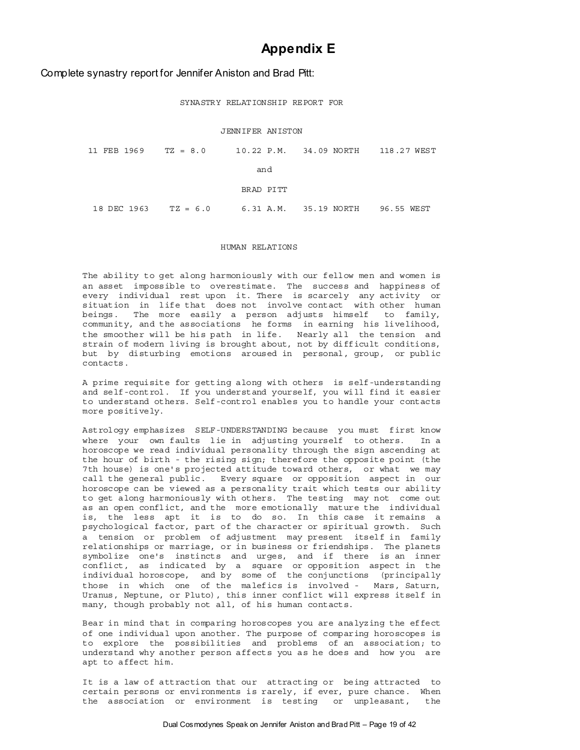# Appendix E

Complete synastry report for Jennifer Aniston and Brad Pitt:

SYNASTRY RELATIONSHIP REPORT FOR

JENNIFER ANISTON

11 FEB 1969    TZ = 8.0    10.22 P.M.    34.09 NORTH    118.27 WEST

and

BRAD PITT

18 DEC 1963    TZ = 6.0    6.31 A.M.    35.19 NORTH    96.55 WEST

HUMAN RELATIONS

The ability to get along harmoniously with our fellow men and women is an asset impossible to overestimate. The success and happiness of every individual rest upon it. There is scarcely any activity or situation in life that does not involve contact with other human beings. The more easily a person adjusts himself to family, community, and the associations he forms in earning his livelihood, the smoother will be his path in life. Nearly all the tension and strain of modern living is brought about, not by difficult conditions, but by disturbing emotions aroused in personal, group, or public contacts.

A prime requisite for getting along with others is self-understanding and self-control. If you understand yourself, you will find it easier to understand others. Self-control enables you to handle your contacts more positively.

Astrology emphasizes SELF-UNDERSTANDING because you must first know where your own faults lie in adjusting yourself to others. In a horoscope we read individual personality through the sign ascending at the hour of birth - the rising sign; therefore the opposite point (the 7th house) is one's projected attitude toward others, or what we may call the general public. Every square or opposition aspect in our horoscope can be viewed as a personality trait which tests our ability to get along harmoniously with others. The testing may not come out as an open conflict, and the more emotionally mature the individual is, the less apt it is to do so. In this case it remains a psychological factor, part of the character or spiritual growth. Such a tension or problem of adjustment may present itself in family relationships or marriage, or in business or friendships. The planets symbolize one's instincts and urges, and if there is an inner conflict, as indicated by a square or opposition aspect in the individual horoscope, and by some of the conjunctions (principally those in which one of the malefics is involved - Mars, Saturn, Uranus, Neptune, or Pluto), this inner conflict will express itself in many, though probably not all, of his human contacts.

Bear in mind that in comparing horoscopes you are analyzing the effect of one individual upon another. The purpose of comparing horoscopes is to explore the possibilities and problems of an association; to understand why another person affects you as he does and how you are apt to affect him.

It is a law of attraction that our attracting or being attracted to certain persons or environments is rarely, if ever, pure chance. When the association or environment is testing or unpleasant, the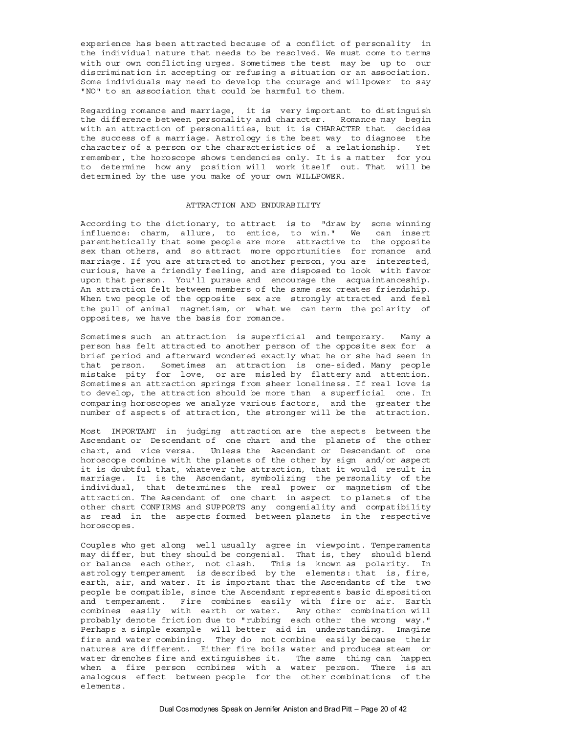experience has been attracted because of a conflict of personality in the individual nature that needs to be resolved. We must come to terms with our own conflicting urges. Sometimes the test may be up to our discrimination in accepting or refusing a situation or an association. Some individuals may need to develop the courage and willpower to say "NO" to an association that could be harmful to them.

Regarding romance and marriage, it is very important to distinguish the difference between personality and character. Romance may begin with an attraction of personalities, but it is CHARACTER that decides the success of a marriage. Astrology is the best way to diagnose the character of a person or the characteristics of a relationship. Yet remember, the horoscope shows tendencies only. It is a matter for you to determine how any position will work itself out. That will be determined by the use you make of your own WILLPOWER.

## ATTRACTION AND ENDURABILITY

According to the dictionary, to attract is to "draw by some winning influence: charm, allure, to entice, to win." We can insert parenthetically that some people are more attractive to the opposite sex than others, and so attract more opportunities for romance and marriage. If you are attracted to another person, you are interested, curious, have a friendly feeling, and are disposed to look with favor upon that person. You'll pursue and encourage the acquaintanceship. An attraction felt between members of the same sex creates friendship. When two people of the opposite sex are strongly attracted and feel the pull of animal magnetism, or what we can term the polarity of opposites, we have the basis for romance.

Sometimes such an attraction is superficial and temporary. Many a person has felt attracted to another person of the opposite sex for a brief period and afterward wondered exactly what he or she had seen in that person. Sometimes an attraction is one-sided. Many people mistake pity for love, or are misled by flattery and attention. Sometimes an attraction springs from sheer loneliness. If real love is to develop, the attraction should be more than a superficial one. In comparing horoscopes we analyze various factors, and the greater the number of aspects of attraction, the stronger will be the attraction.

Most IMPORTANT in judging attraction are the aspects between the Ascendant or Descendant of one chart and the planets of the other chart, and vice versa. Unless the Ascendant or Descendant of one horoscope combine with the planets of the other by sign and/or aspect it is doubtful that, whatever the attraction, that it would result in marriage. It is the Ascendant, symbolizing the personality of the individual, that determines the real power or magnetism of the attraction. The Ascendant of one chart in aspect to planets of the other chart CONFIRMS and SUPPORTS any congeniality and compatibility as read in the aspects formed between planets in the respective horoscopes.

Couples who get along well usually agree in viewpoint. Temperaments may differ, but they should be congenial. That is, they should blend or balance each other, not clash. This is known as polarity. In astrology temperament is described by the elements: that is, fire, earth, air, and water. It is important that the Ascendants of the two people be compatible, since the Ascendant represents basic disposition and temperament. Fire combines easily with fire or air. Earth combines easily with earth or water. Any other combination will probably denote friction due to "rubbing each other the wrong way." Perhaps a simple example will better aid in understanding. Imagine fire and water combining. They do not combine easily because their natures are different. Either fire boils water and produces steam or water drenches fire and extinguishes it. The same thing can happen when a fire person combines with a water person. There is an analogous effect between people for the other combinations of the elements.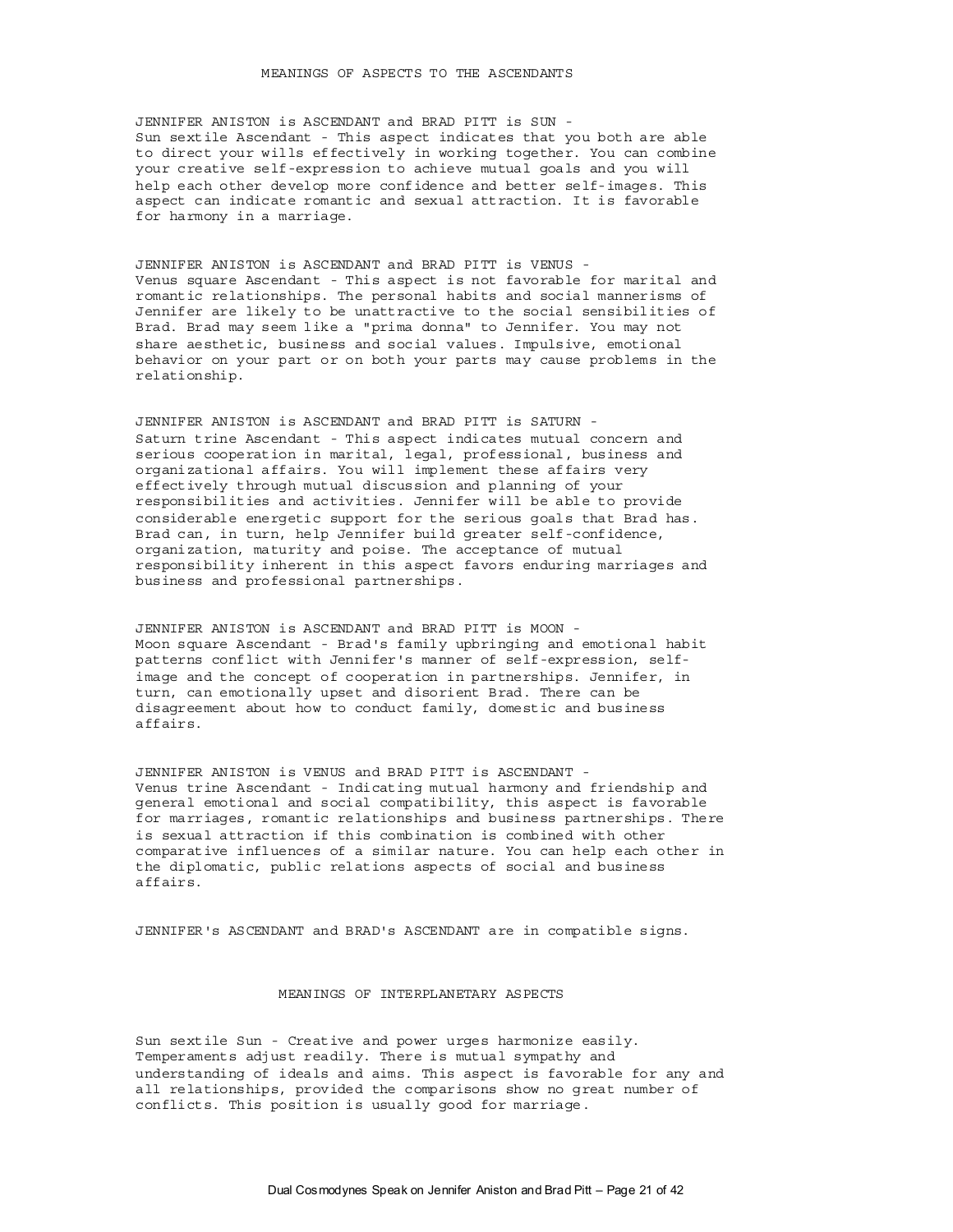## MEANINGS OF ASPECTS TO THE ASCENDANTS

JENNIFER ANISTON is ASCENDANT and BRAD PITT is SUN -
Sun sextile Ascendant - This aspect indicates that you both are able to direct your wills effectively in working together. You can combine your creative self-expression to achieve mutual goals and you will help each other develop more confidence and better self-images. This aspect can indicate romantic and sexual attraction. It is favorable for harmony in a marriage.

JENNIFER ANISTON is ASCENDANT and BRAD PITT is VENUS -
Venus square Ascendant - This aspect is not favorable for marital and romantic relationships. The personal habits and social mannerisms of Jennifer are likely to be unattractive to the social sensibilities of Brad. Brad may seem like a "prima donna" to Jennifer. You may not share aesthetic, business and social values. Impulsive, emotional behavior on your part or on both your parts may cause problems in the relationship.

JENNIFER ANISTON is ASCENDANT and BRAD PITT is SATURN -
Saturn trine Ascendant - This aspect indicates mutual concern and serious cooperation in marital, legal, professional, business and organizational affairs. You will implement these affairs very effectively through mutual discussion and planning of your responsibilities and activities. Jennifer will be able to provide considerable energetic support for the serious goals that Brad has. Brad can, in turn, help Jennifer build greater self-confidence, organization, maturity and poise. The acceptance of mutual responsibility inherent in this aspect favors enduring marriages and business and professional partnerships.

JENNIFER ANISTON is ASCENDANT and BRAD PITT is MOON -
Moon square Ascendant - Brad's family upbringing and emotional habit patterns conflict with Jennifer's manner of self-expression, self-image and the concept of cooperation in partnerships. Jennifer, in turn, can emotionally upset and disorient Brad. There can be disagreement about how to conduct family, domestic and business affairs.

JENNIFER ANISTON is VENUS and BRAD PITT is ASCENDANT -
Venus trine Ascendant - Indicating mutual harmony and friendship and general emotional and social compatibility, this aspect is favorable for marriages, romantic relationships and business partnerships. There is sexual attraction if this combination is combined with other comparative influences of a similar nature. You can help each other in the diplomatic, public relations aspects of social and business affairs.

JENNIFER's ASCENDANT and BRAD's ASCENDANT are in compatible signs.

## MEANINGS OF INTERPLANETARY ASPECTS

Sun sextile Sun - Creative and power urges harmonize easily. Temperaments adjust readily. There is mutual sympathy and understanding of ideals and aims. This aspect is favorable for any and all relationships, provided the comparisons show no great number of conflicts. This position is usually good for marriage.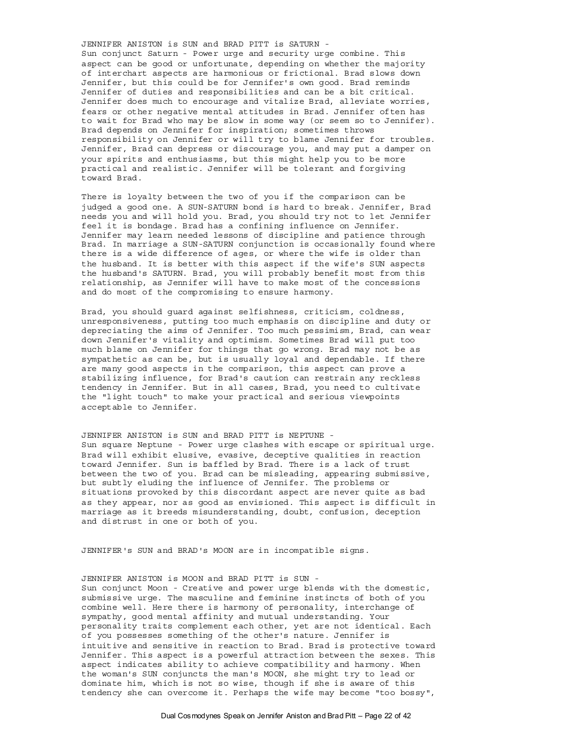JENNIFER ANISTON is SUN and BRAD PITT is SATURN -
Sun conjunct Saturn - Power urge and security urge combine. This aspect can be good or unfortunate, depending on whether the majority of interchart aspects are harmonious or frictional. Brad slows down Jennifer, but this could be for Jennifer's own good. Brad reminds Jennifer of duties and responsibilities and can be a bit critical. Jennifer does much to encourage and vitalize Brad, alleviate worries, fears or other negative mental attitudes in Brad. Jennifer often has to wait for Brad who may be slow in some way (or seem so to Jennifer). Brad depends on Jennifer for inspiration; sometimes throws responsibility on Jennifer or will try to blame Jennifer for troubles. Jennifer, Brad can depress or discourage you, and may put a damper on your spirits and enthusiasms, but this might help you to be more practical and realistic. Jennifer will be tolerant and forgiving toward Brad.

There is loyalty between the two of you if the comparison can be judged a good one. A SUN-SATURN bond is hard to break. Jennifer, Brad needs you and will hold you. Brad, you should try not to let Jennifer feel it is bondage. Brad has a confining influence on Jennifer. Jennifer may learn needed lessons of discipline and patience through Brad. In marriage a SUN-SATURN conjunction is occasionally found where there is a wide difference of ages, or where the wife is older than the husband. It is better with this aspect if the wife's SUN aspects the husband's SATURN. Brad, you will probably benefit most from this relationship, as Jennifer will have to make most of the concessions and do most of the compromising to ensure harmony.

Brad, you should guard against selfishness, criticism, coldness, unresponsiveness, putting too much emphasis on discipline and duty or depreciating the aims of Jennifer. Too much pessimism, Brad, can wear down Jennifer's vitality and optimism. Sometimes Brad will put too much blame on Jennifer for things that go wrong. Brad may not be as sympathetic as can be, but is usually loyal and dependable. If there are many good aspects in the comparison, this aspect can prove a stabilizing influence, for Brad's caution can restrain any reckless tendency in Jennifer. But in all cases, Brad, you need to cultivate the "light touch" to make your practical and serious viewpoints acceptable to Jennifer.

JENNIFER ANISTON is SUN and BRAD PITT is NEPTUNE -
Sun square Neptune - Power urge clashes with escape or spiritual urge. Brad will exhibit elusive, evasive, deceptive qualities in reaction toward Jennifer. Sun is baffled by Brad. There is a lack of trust between the two of you. Brad can be misleading, appearing submissive, but subtly eluding the influence of Jennifer. The problems or situations provoked by this discordant aspect are never quite as bad as they appear, nor as good as envisioned. This aspect is difficult in marriage as it breeds misunderstanding, doubt, confusion, deception and distrust in one or both of you.

JENNIFER's SUN and BRAD's MOON are in incompatible signs.

JENNIFER ANISTON is MOON and BRAD PITT is SUN -
Sun conjunct Moon - Creative and power urge blends with the domestic, submissive urge. The masculine and feminine instincts of both of you combine well. Here there is harmony of personality, interchange of sympathy, good mental affinity and mutual understanding. Your personality traits complement each other, yet are not identical. Each of you possesses something of the other's nature. Jennifer is intuitive and sensitive in reaction to Brad. Brad is protective toward Jennifer. This aspect is a powerful attraction between the sexes. This aspect indicates ability to achieve compatibility and harmony. When the woman's SUN conjuncts the man's MOON, she might try to lead or dominate him, which is not so wise, though if she is aware of this tendency she can overcome it. Perhaps the wife may become "too bossy",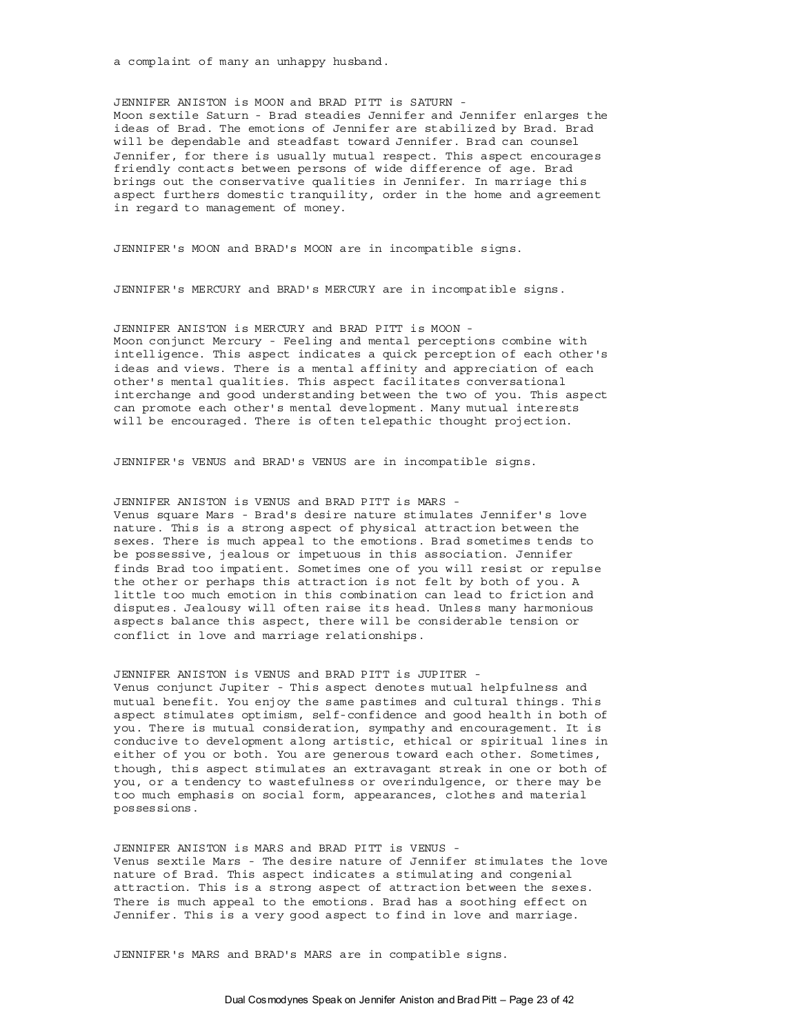a complaint of many an unhappy husband.

JENNIFER ANISTON is MOON and BRAD PITT is SATURN -
Moon sextile Saturn - Brad steadies Jennifer and Jennifer enlarges the ideas of Brad. The emotions of Jennifer are stabilized by Brad. Brad will be dependable and steadfast toward Jennifer. Brad can counsel Jennifer, for there is usually mutual respect. This aspect encourages friendly contacts between persons of wide difference of age. Brad brings out the conservative qualities in Jennifer. In marriage this aspect furthers domestic tranquility, order in the home and agreement in regard to management of money.

JENNIFER's MOON and BRAD's MOON are in incompatible signs.

JENNIFER's MERCURY and BRAD's MERCURY are in incompatible signs.

JENNIFER ANISTON is MERCURY and BRAD PITT is MOON -
Moon conjunct Mercury - Feeling and mental perceptions combine with intelligence. This aspect indicates a quick perception of each other's ideas and views. There is a mental affinity and appreciation of each other's mental qualities. This aspect facilitates conversational interchange and good understanding between the two of you. This aspect can promote each other's mental development. Many mutual interests will be encouraged. There is often telepathic thought projection.

JENNIFER's VENUS and BRAD's VENUS are in incompatible signs.

JENNIFER ANISTON is VENUS and BRAD PITT is MARS -
Venus square Mars - Brad's desire nature stimulates Jennifer's love nature. This is a strong aspect of physical attraction between the sexes. There is much appeal to the emotions. Brad sometimes tends to be possessive, jealous or impetuous in this association. Jennifer finds Brad too impatient. Sometimes one of you will resist or repulse the other or perhaps this attraction is not felt by both of you. A little too much emotion in this combination can lead to friction and disputes. Jealousy will often raise its head. Unless many harmonious aspects balance this aspect, there will be considerable tension or conflict in love and marriage relationships.

JENNIFER ANISTON is VENUS and BRAD PITT is JUPITER -
Venus conjunct Jupiter - This aspect denotes mutual helpfulness and mutual benefit. You enjoy the same pastimes and cultural things. This aspect stimulates optimism, self-confidence and good health in both of you. There is mutual consideration, sympathy and encouragement. It is conducive to development along artistic, ethical or spiritual lines in either of you or both. You are generous toward each other. Sometimes, though, this aspect stimulates an extravagant streak in one or both of you, or a tendency to wastefulness or overindulgence, or there may be too much emphasis on social form, appearances, clothes and material possessions.

JENNIFER ANISTON is MARS and BRAD PITT is VENUS -
Venus sextile Mars - The desire nature of Jennifer stimulates the love nature of Brad. This aspect indicates a stimulating and congenial attraction. This is a strong aspect of attraction between the sexes. There is much appeal to the emotions. Brad has a soothing effect on Jennifer. This is a very good aspect to find in love and marriage.

JENNIFER's MARS and BRAD's MARS are in compatible signs.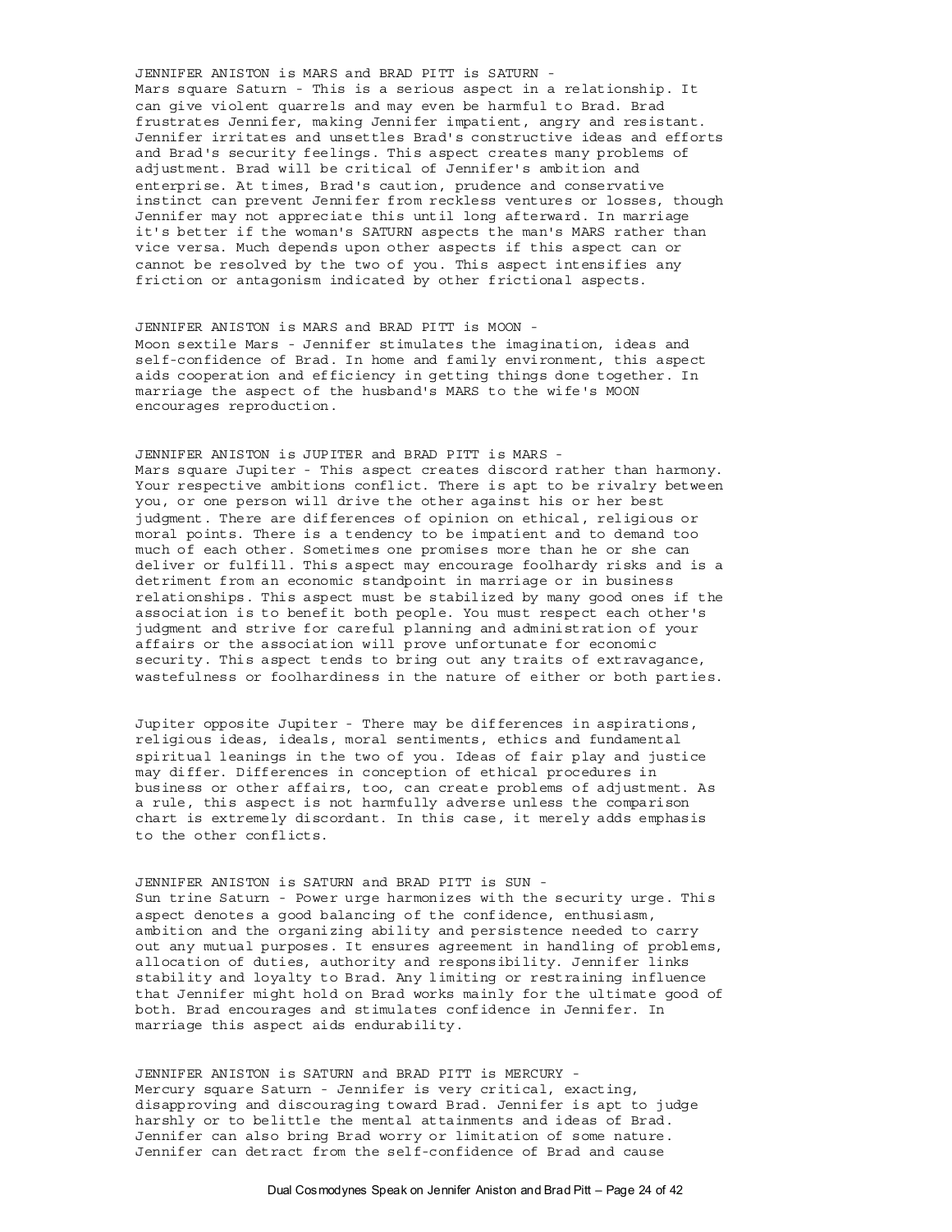JENNIFER ANISTON is MARS and BRAD PITT is SATURN -
Mars square Saturn - This is a serious aspect in a relationship. It can give violent quarrels and may even be harmful to Brad. Brad frustrates Jennifer, making Jennifer impatient, angry and resistant. Jennifer irritates and unsettles Brad's constructive ideas and efforts and Brad's security feelings. This aspect creates many problems of adjustment. Brad will be critical of Jennifer's ambition and enterprise. At times, Brad's caution, prudence and conservative instinct can prevent Jennifer from reckless ventures or losses, though Jennifer may not appreciate this until long afterward. In marriage it's better if the woman's SATURN aspects the man's MARS rather than vice versa. Much depends upon other aspects if this aspect can or cannot be resolved by the two of you. This aspect intensifies any friction or antagonism indicated by other frictional aspects.

JENNIFER ANISTON is MARS and BRAD PITT is MOON -
Moon sextile Mars - Jennifer stimulates the imagination, ideas and self-confidence of Brad. In home and family environment, this aspect aids cooperation and efficiency in getting things done together. In marriage the aspect of the husband's MARS to the wife's MOON encourages reproduction.

JENNIFER ANISTON is JUPITER and BRAD PITT is MARS -
Mars square Jupiter - This aspect creates discord rather than harmony. Your respective ambitions conflict. There is apt to be rivalry between you, or one person will drive the other against his or her best judgment. There are differences of opinion on ethical, religious or moral points. There is a tendency to be impatient and to demand too much of each other. Sometimes one promises more than he or she can deliver or fulfill. This aspect may encourage foolhardy risks and is a detriment from an economic standpoint in marriage or in business relationships. This aspect must be stabilized by many good ones if the association is to benefit both people. You must respect each other's judgment and strive for careful planning and administration of your affairs or the association will prove unfortunate for economic security. This aspect tends to bring out any traits of extravagance, wastefulness or foolhardiness in the nature of either or both parties.

Jupiter opposite Jupiter - There may be differences in aspirations, religious ideas, ideals, moral sentiments, ethics and fundamental spiritual leanings in the two of you. Ideas of fair play and justice may differ. Differences in conception of ethical procedures in business or other affairs, too, can create problems of adjustment. As a rule, this aspect is not harmfully adverse unless the comparison chart is extremely discordant. In this case, it merely adds emphasis to the other conflicts.

JENNIFER ANISTON is SATURN and BRAD PITT is SUN -
Sun trine Saturn - Power urge harmonizes with the security urge. This aspect denotes a good balancing of the confidence, enthusiasm, ambition and the organizing ability and persistence needed to carry out any mutual purposes. It ensures agreement in handling of problems, allocation of duties, authority and responsibility. Jennifer links stability and loyalty to Brad. Any limiting or restraining influence that Jennifer might hold on Brad works mainly for the ultimate good of both. Brad encourages and stimulates confidence in Jennifer. In marriage this aspect aids endurability.

JENNIFER ANISTON is SATURN and BRAD PITT is MERCURY -
Mercury square Saturn - Jennifer is very critical, exacting, disapproving and discouraging toward Brad. Jennifer is apt to judge harshly or to belittle the mental attainments and ideas of Brad. Jennifer can also bring Brad worry or limitation of some nature. Jennifer can detract from the self-confidence of Brad and cause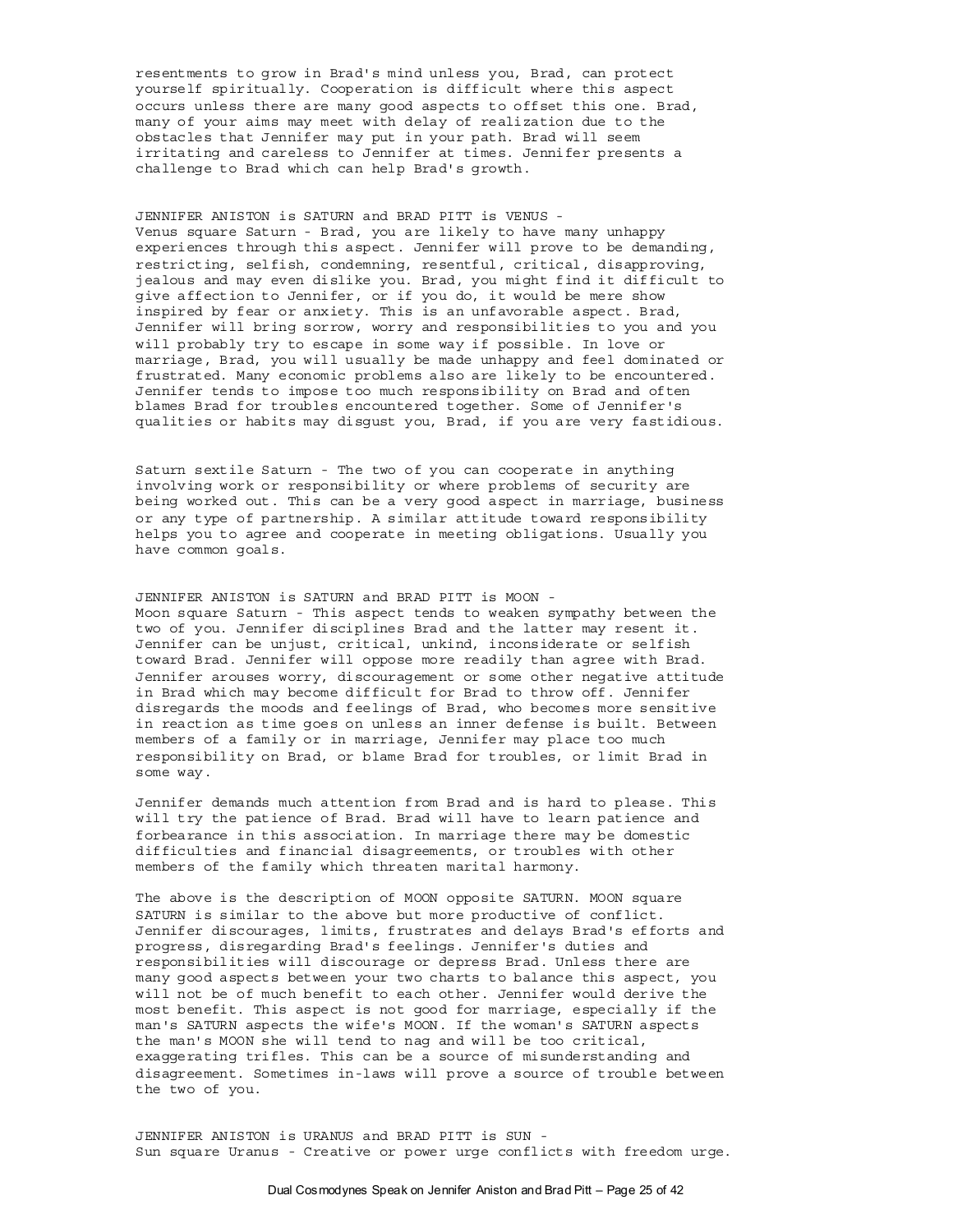resentments to grow in Brad's mind unless you, Brad, can protect yourself spiritually. Cooperation is difficult where this aspect occurs unless there are many good aspects to offset this one. Brad, many of your aims may meet with delay of realization due to the obstacles that Jennifer may put in your path. Brad will seem irritating and careless to Jennifer at times. Jennifer presents a challenge to Brad which can help Brad's growth.

JENNIFER ANISTON is SATURN and BRAD PITT is VENUS -
Venus square Saturn - Brad, you are likely to have many unhappy experiences through this aspect. Jennifer will prove to be demanding, restricting, selfish, condemning, resentful, critical, disapproving, jealous and may even dislike you. Brad, you might find it difficult to give affection to Jennifer, or if you do, it would be mere show inspired by fear or anxiety. This is an unfavorable aspect. Brad, Jennifer will bring sorrow, worry and responsibilities to you and you will probably try to escape in some way if possible. In love or marriage, Brad, you will usually be made unhappy and feel dominated or frustrated. Many economic problems also are likely to be encountered. Jennifer tends to impose too much responsibility on Brad and often blames Brad for troubles encountered together. Some of Jennifer's qualities or habits may disgust you, Brad, if you are very fastidious.

Saturn sextile Saturn - The two of you can cooperate in anything involving work or responsibility or where problems of security are being worked out. This can be a very good aspect in marriage, business or any type of partnership. A similar attitude toward responsibility helps you to agree and cooperate in meeting obligations. Usually you have common goals.

JENNIFER ANISTON is SATURN and BRAD PITT is MOON -
Moon square Saturn - This aspect tends to weaken sympathy between the two of you. Jennifer disciplines Brad and the latter may resent it. Jennifer can be unjust, critical, unkind, inconsiderate or selfish toward Brad. Jennifer will oppose more readily than agree with Brad. Jennifer arouses worry, discouragement or some other negative attitude in Brad which may become difficult for Brad to throw off. Jennifer disregards the moods and feelings of Brad, who becomes more sensitive in reaction as time goes on unless an inner defense is built. Between members of a family or in marriage, Jennifer may place too much responsibility on Brad, or blame Brad for troubles, or limit Brad in some way.

Jennifer demands much attention from Brad and is hard to please. This will try the patience of Brad. Brad will have to learn patience and forbearance in this association. In marriage there may be domestic difficulties and financial disagreements, or troubles with other members of the family which threaten marital harmony.

The above is the description of MOON opposite SATURN. MOON square SATURN is similar to the above but more productive of conflict. Jennifer discourages, limits, frustrates and delays Brad's efforts and progress, disregarding Brad's feelings. Jennifer's duties and responsibilities will discourage or depress Brad. Unless there are many good aspects between your two charts to balance this aspect, you will not be of much benefit to each other. Jennifer would derive the most benefit. This aspect is not good for marriage, especially if the man's SATURN aspects the wife's MOON. If the woman's SATURN aspects the man's MOON she will tend to nag and will be too critical, exaggerating trifles. This can be a source of misunderstanding and disagreement. Sometimes in-laws will prove a source of trouble between the two of you.

JENNIFER ANISTON is URANUS and BRAD PITT is SUN -
Sun square Uranus - Creative or power urge conflicts with freedom urge.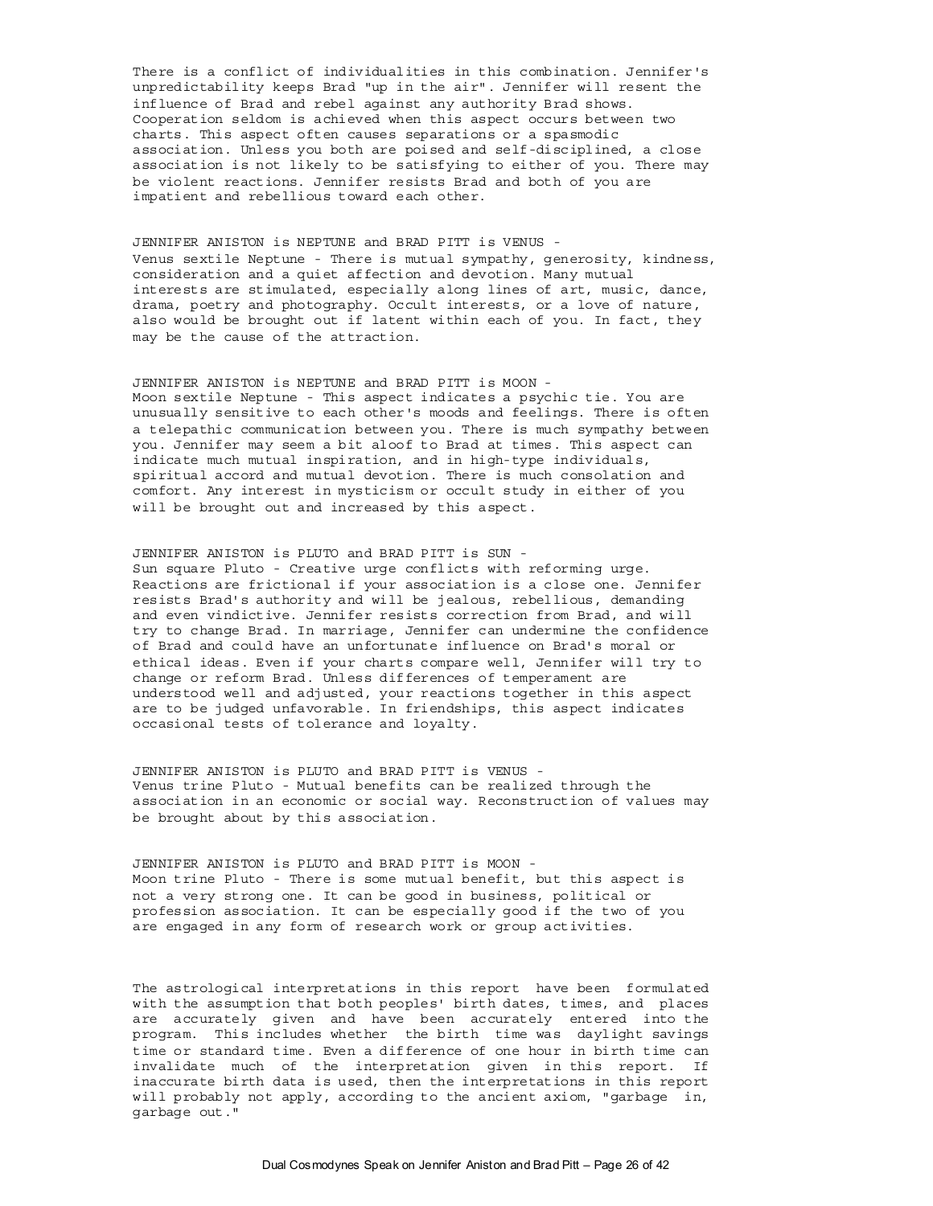There is a conflict of individualities in this combination. Jennifer's unpredictability keeps Brad "up in the air". Jennifer will resent the influence of Brad and rebel against any authority Brad shows. Cooperation seldom is achieved when this aspect occurs between two charts. This aspect often causes separations or a spasmodic association. Unless you both are poised and self-disciplined, a close association is not likely to be satisfying to either of you. There may be violent reactions. Jennifer resists Brad and both of you are impatient and rebellious toward each other.

JENNIFER ANISTON is NEPTUNE and BRAD PITT is VENUS -
Venus sextile Neptune - There is mutual sympathy, generosity, kindness, consideration and a quiet affection and devotion. Many mutual interests are stimulated, especially along lines of art, music, dance, drama, poetry and photography. Occult interests, or a love of nature, also would be brought out if latent within each of you. In fact, they may be the cause of the attraction.

JENNIFER ANISTON is NEPTUNE and BRAD PITT is MOON -
Moon sextile Neptune - This aspect indicates a psychic tie. You are unusually sensitive to each other's moods and feelings. There is often a telepathic communication between you. There is much sympathy between you. Jennifer may seem a bit aloof to Brad at times. This aspect can indicate much mutual inspiration, and in high-type individuals, spiritual accord and mutual devotion. There is much consolation and comfort. Any interest in mysticism or occult study in either of you will be brought out and increased by this aspect.

JENNIFER ANISTON is PLUTO and BRAD PITT is SUN -
Sun square Pluto - Creative urge conflicts with reforming urge. Reactions are frictional if your association is a close one. Jennifer resists Brad's authority and will be jealous, rebellious, demanding and even vindictive. Jennifer resists correction from Brad, and will try to change Brad. In marriage, Jennifer can undermine the confidence of Brad and could have an unfortunate influence on Brad's moral or ethical ideas. Even if your charts compare well, Jennifer will try to change or reform Brad. Unless differences of temperament are understood well and adjusted, your reactions together in this aspect are to be judged unfavorable. In friendships, this aspect indicates occasional tests of tolerance and loyalty.

JENNIFER ANISTON is PLUTO and BRAD PITT is VENUS -
Venus trine Pluto - Mutual benefits can be realized through the association in an economic or social way. Reconstruction of values may be brought about by this association.

JENNIFER ANISTON is PLUTO and BRAD PITT is MOON -
Moon trine Pluto - There is some mutual benefit, but this aspect is not a very strong one. It can be good in business, political or profession association. It can be especially good if the two of you are engaged in any form of research work or group activities.

The astrological interpretations in this report have been formulated with the assumption that both peoples' birth dates, times, and places are accurately given and have been accurately entered into the program. This includes whether the birth time was daylight savings time or standard time. Even a difference of one hour in birth time can invalidate much of the interpretation given in this report. If inaccurate birth data is used, then the interpretations in this report will probably not apply, according to the ancient axiom, "garbage in, garbage out."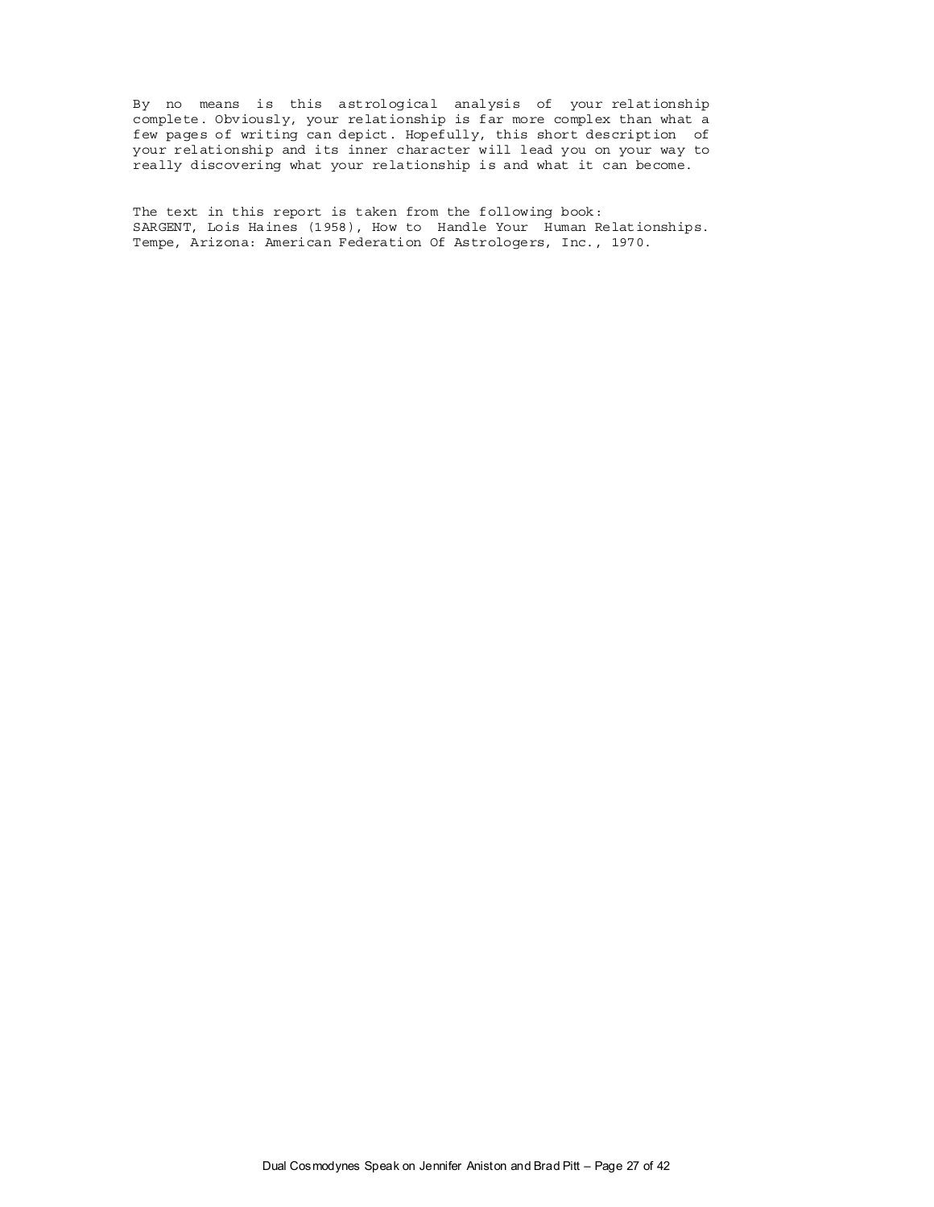By no means is this astrological analysis of your relationship complete. Obviously, your relationship is far more complex than what a few pages of writing can depict. Hopefully, this short description of your relationship and its inner character will lead you on your way to really discovering what your relationship is and what it can become.

The text in this report is taken from the following book:
SARGENT, Lois Haines (1958), How to Handle Your Human Relationships. Tempe, Arizona: American Federation Of Astrologers, Inc., 1970.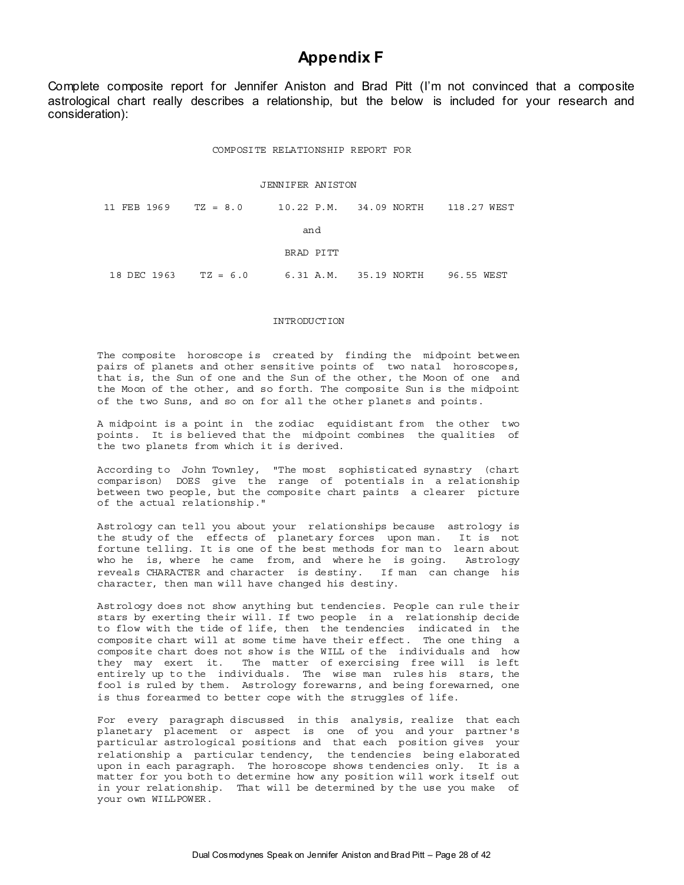# Appendix F

Complete composite report for Jennifer Aniston and Brad Pitt (I'm not convinced that a composite astrological chart really describes a relationship, but the below is included for your research and consideration):

COMPOSITE RELATIONSHIP REPORT FOR

JENNIFER ANISTON

11 FEB 1969    TZ = 8.0    10.22 P.M.    34.09 NORTH    118.27 WEST

and

BRAD PITT

18 DEC 1963    TZ = 6.0    6.31 A.M.    35.19 NORTH    96.55 WEST

INTRODUCTION

The composite horoscope is created by finding the midpoint between pairs of planets and other sensitive points of two natal horoscopes, that is, the Sun of one and the Sun of the other, the Moon of one and the Moon of the other, and so forth. The composite Sun is the midpoint of the two Suns, and so on for all the other planets and points.

A midpoint is a point in the zodiac equidistant from the other two points. It is believed that the midpoint combines the qualities of the two planets from which it is derived.

According to John Townley, "The most sophisticated synastry (chart comparison) DOES give the range of potentials in a relationship between two people, but the composite chart paints a clearer picture of the actual relationship."

Astrology can tell you about your relationships because astrology is the study of the effects of planetary forces upon man. It is not fortune telling. It is one of the best methods for man to learn about who he is, where he came from, and where he is going. Astrology reveals CHARACTER and character is destiny. If man can change his character, then man will have changed his destiny.

Astrology does not show anything but tendencies. People can rule their stars by exerting their will. If two people in a relationship decide to flow with the tide of life, then the tendencies indicated in the composite chart will at some time have their effect. The one thing a composite chart does not show is the WILL of the individuals and how they may exert it. The matter of exercising free will is left entirely up to the individuals. The wise man rules his stars, the fool is ruled by them. Astrology forewarns, and being forewarned, one is thus forearmed to better cope with the struggles of life.

For every paragraph discussed in this analysis, realize that each planetary placement or aspect is one of you and your partner's particular astrological positions and that each position gives your relationship a particular tendency, the tendencies being elaborated upon in each paragraph. The horoscope shows tendencies only. It is a matter for you both to determine how any position will work itself out in your relationship. That will be determined by the use you make of your own WILLPOWER.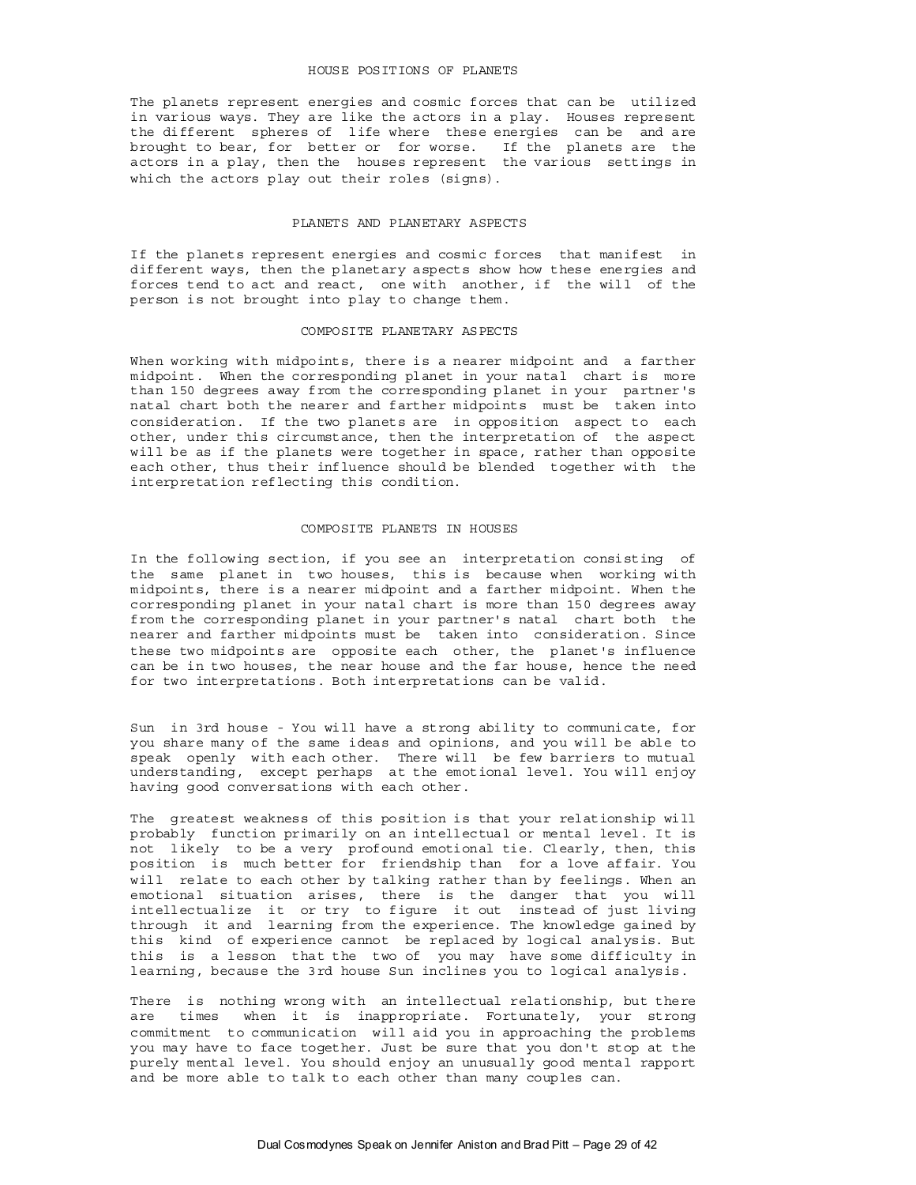## HOUSE POSITIONS OF PLANETS

The planets represent energies and cosmic forces that can be utilized in various ways. They are like the actors in a play. Houses represent the different spheres of life where these energies can be and are brought to bear, for better or for worse. If the planets are the actors in a play, then the houses represent the various settings in which the actors play out their roles (signs).

## PLANETS AND PLANETARY ASPECTS

If the planets represent energies and cosmic forces that manifest in different ways, then the planetary aspects show how these energies and forces tend to act and react, one with another, if the will of the person is not brought into play to change them.

## COMPOSITE PLANETARY ASPECTS

When working with midpoints, there is a nearer midpoint and a farther midpoint. When the corresponding planet in your natal chart is more than 150 degrees away from the corresponding planet in your partner's natal chart both the nearer and farther midpoints must be taken into consideration. If the two planets are in opposition aspect to each other, under this circumstance, then the interpretation of the aspect will be as if the planets were together in space, rather than opposite each other, thus their influence should be blended together with the interpretation reflecting this condition.

## COMPOSITE PLANETS IN HOUSES

In the following section, if you see an interpretation consisting of the same planet in two houses, this is because when working with midpoints, there is a nearer midpoint and a farther midpoint. When the corresponding planet in your natal chart is more than 150 degrees away from the corresponding planet in your partner's natal chart both the nearer and farther midpoints must be taken into consideration. Since these two midpoints are opposite each other, the planet's influence can be in two houses, the near house and the far house, hence the need for two interpretations. Both interpretations can be valid.

Sun in 3rd house - You will have a strong ability to communicate, for you share many of the same ideas and opinions, and you will be able to speak openly with each other. There will be few barriers to mutual understanding, except perhaps at the emotional level. You will enjoy having good conversations with each other.

The greatest weakness of this position is that your relationship will probably function primarily on an intellectual or mental level. It is not likely to be a very profound emotional tie. Clearly, then, this position is much better for friendship than for a love affair. You will relate to each other by talking rather than by feelings. When an emotional situation arises, there is the danger that you will intellectualize it or try to figure it out instead of just living through it and learning from the experience. The knowledge gained by this kind of experience cannot be replaced by logical analysis. But this is a lesson that the two of you may have some difficulty in learning, because the 3rd house Sun inclines you to logical analysis.

There is nothing wrong with an intellectual relationship, but there are times when it is inappropriate. Fortunately, your strong commitment to communication will aid you in approaching the problems you may have to face together. Just be sure that you don't stop at the purely mental level. You should enjoy an unusually good mental rapport and be more able to talk to each other than many couples can.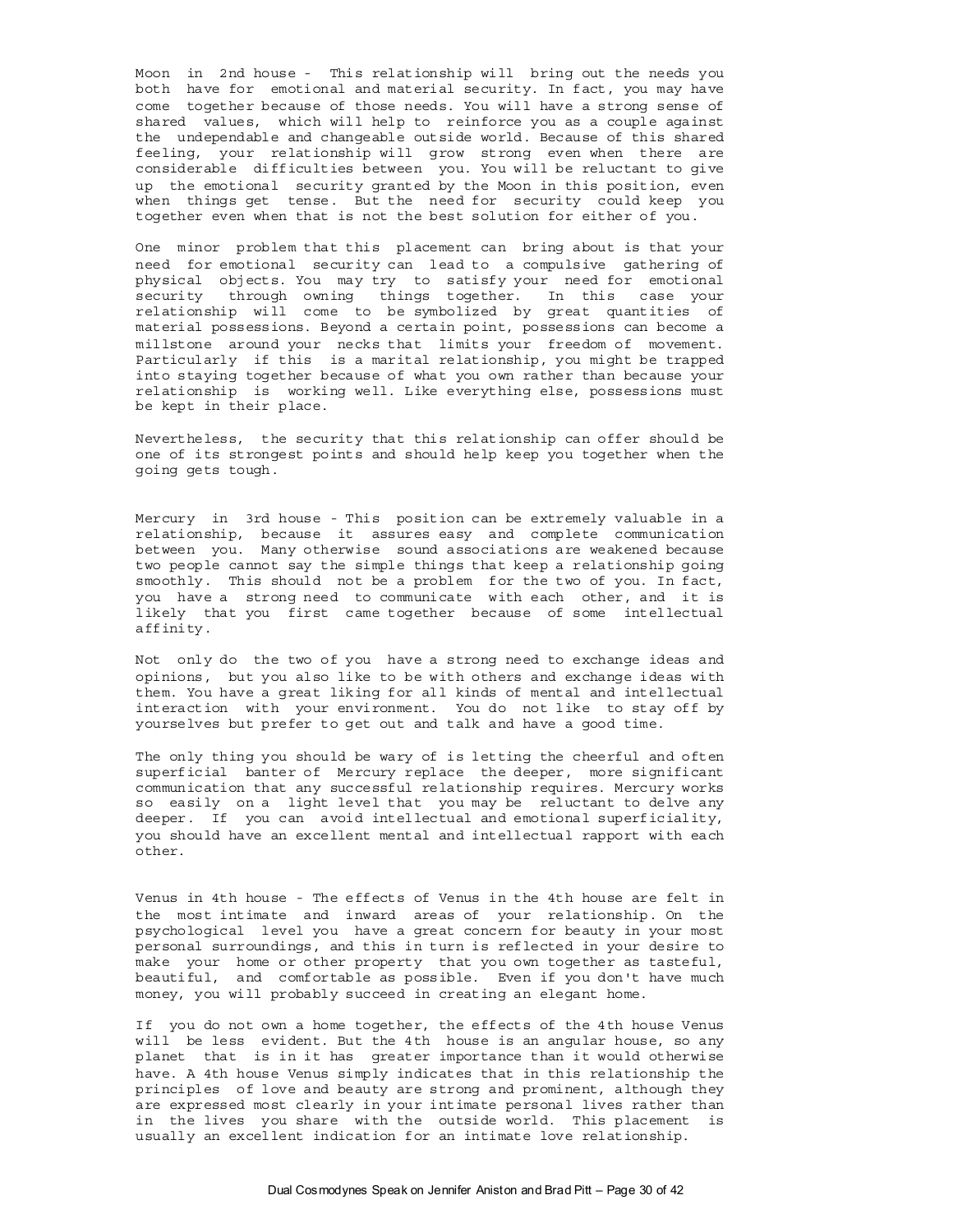Moon in 2nd house - This relationship will bring out the needs you both have for emotional and material security. In fact, you may have come together because of those needs. You will have a strong sense of shared values, which will help to reinforce you as a couple against the undependable and changeable outside world. Because of this shared feeling, your relationship will grow strong even when there are considerable difficulties between you. You will be reluctant to give up the emotional security granted by the Moon in this position, even when things get tense. But the need for security could keep you together even when that is not the best solution for either of you.

One minor problem that this placement can bring about is that your need for emotional security can lead to a compulsive gathering of physical objects. You may try to satisfy your need for emotional security through owning things together. In this case your relationship will come to be symbolized by great quantities of material possessions. Beyond a certain point, possessions can become a millstone around your necks that limits your freedom of movement. Particularly if this is a marital relationship, you might be trapped into staying together because of what you own rather than because your relationship is working well. Like everything else, possessions must be kept in their place.

Nevertheless, the security that this relationship can offer should be one of its strongest points and should help keep you together when the going gets tough.

Mercury in 3rd house - This position can be extremely valuable in a relationship, because it assures easy and complete communication between you. Many otherwise sound associations are weakened because two people cannot say the simple things that keep a relationship going smoothly. This should not be a problem for the two of you. In fact, you have a strong need to communicate with each other, and it is likely that you first came together because of some intellectual affinity.

Not only do the two of you have a strong need to exchange ideas and opinions, but you also like to be with others and exchange ideas with them. You have a great liking for all kinds of mental and intellectual interaction with your environment. You do not like to stay off by yourselves but prefer to get out and talk and have a good time.

The only thing you should be wary of is letting the cheerful and often superficial banter of Mercury replace the deeper, more significant communication that any successful relationship requires. Mercury works so easily on a light level that you may be reluctant to delve any deeper. If you can avoid intellectual and emotional superficiality, you should have an excellent mental and intellectual rapport with each other.

Venus in 4th house - The effects of Venus in the 4th house are felt in the most intimate and inward areas of your relationship. On the psychological level you have a great concern for beauty in your most personal surroundings, and this in turn is reflected in your desire to make your home or other property that you own together as tasteful, beautiful, and comfortable as possible. Even if you don't have much money, you will probably succeed in creating an elegant home.

If you do not own a home together, the effects of the 4th house Venus will be less evident. But the 4th house is an angular house, so any planet that is in it has greater importance than it would otherwise have. A 4th house Venus simply indicates that in this relationship the principles of love and beauty are strong and prominent, although they are expressed most clearly in your intimate personal lives rather than in the lives you share with the outside world. This placement is usually an excellent indication for an intimate love relationship.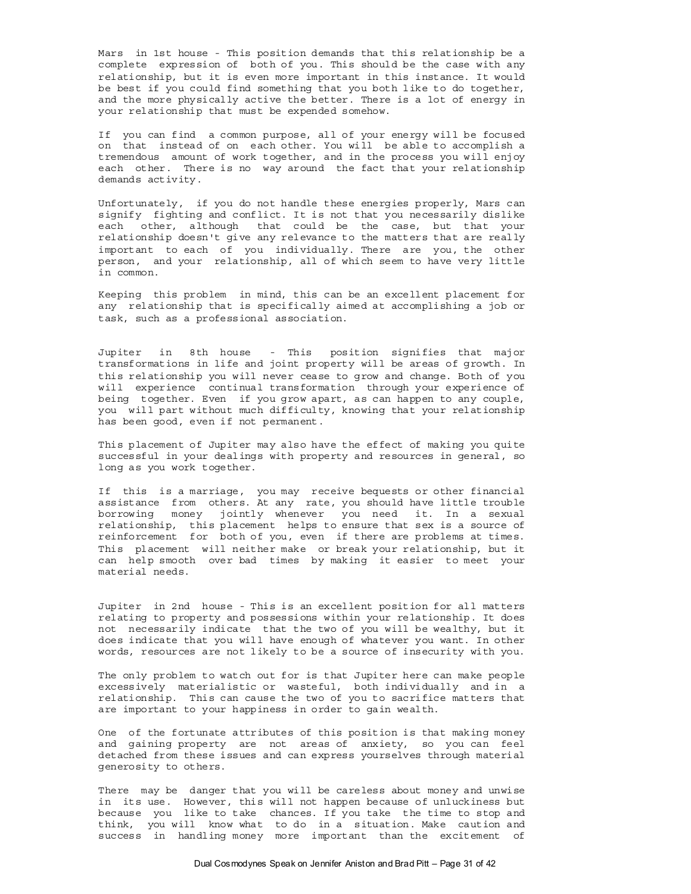Mars in 1st house - This position demands that this relationship be a complete expression of both of you. This should be the case with any relationship, but it is even more important in this instance. It would be best if you could find something that you both like to do together, and the more physically active the better. There is a lot of energy in your relationship that must be expended somehow.

If you can find a common purpose, all of your energy will be focused on that instead of on each other. You will be able to accomplish a tremendous amount of work together, and in the process you will enjoy each other. There is no way around the fact that your relationship demands activity.

Unfortunately, if you do not handle these energies properly, Mars can signify fighting and conflict. It is not that you necessarily dislike each other, although that could be the case, but that your relationship doesn't give any relevance to the matters that are really important to each of you individually. There are you, the other person, and your relationship, all of which seem to have very little in common.

Keeping this problem in mind, this can be an excellent placement for any relationship that is specifically aimed at accomplishing a job or task, such as a professional association.

Jupiter in 8th house - This position signifies that major transformations in life and joint property will be areas of growth. In this relationship you will never cease to grow and change. Both of you will experience continual transformation through your experience of being together. Even if you grow apart, as can happen to any couple, you will part without much difficulty, knowing that your relationship has been good, even if not permanent.

This placement of Jupiter may also have the effect of making you quite successful in your dealings with property and resources in general, so long as you work together.

If this is a marriage, you may receive bequests or other financial assistance from others. At any rate, you should have little trouble borrowing money jointly whenever you need it. In a sexual relationship, this placement helps to ensure that sex is a source of reinforcement for both of you, even if there are problems at times. This placement will neither make or break your relationship, but it can help smooth over bad times by making it easier to meet your material needs.

Jupiter in 2nd house - This is an excellent position for all matters relating to property and possessions within your relationship. It does not necessarily indicate that the two of you will be wealthy, but it does indicate that you will have enough of whatever you want. In other words, resources are not likely to be a source of insecurity with you.

The only problem to watch out for is that Jupiter here can make people excessively materialistic or wasteful, both individually and in a relationship. This can cause the two of you to sacrifice matters that are important to your happiness in order to gain wealth.

One of the fortunate attributes of this position is that making money and gaining property are not areas of anxiety, so you can feel detached from these issues and can express yourselves through material generosity to others.

There may be danger that you will be careless about money and unwise in its use. However, this will not happen because of unluckiness but because you like to take chances. If you take the time to stop and think, you will know what to do in a situation. Make caution and success in handling money more important than the excitement of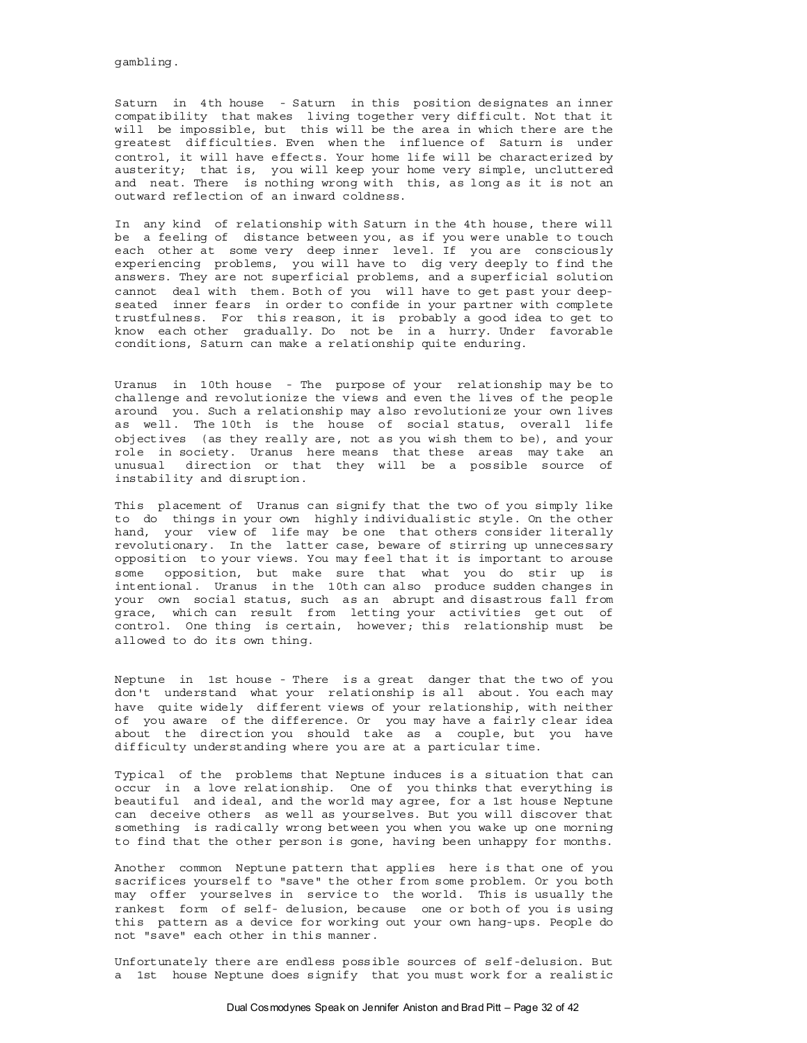gambling.

Saturn in 4th house - Saturn in this position designates an inner compatibility that makes living together very difficult. Not that it will be impossible, but this will be the area in which there are the greatest difficulties. Even when the influence of Saturn is under control, it will have effects. Your home life will be characterized by austerity; that is, you will keep your home very simple, uncluttered and neat. There is nothing wrong with this, as long as it is not an outward reflection of an inward coldness.

In any kind of relationship with Saturn in the 4th house, there will be a feeling of distance between you, as if you were unable to touch each other at some very deep inner level. If you are consciously experiencing problems, you will have to dig very deeply to find the answers. They are not superficial problems, and a superficial solution cannot deal with them. Both of you will have to get past your deep-seated inner fears in order to confide in your partner with complete trustfulness. For this reason, it is probably a good idea to get to know each other gradually. Do not be in a hurry. Under favorable conditions, Saturn can make a relationship quite enduring.

Uranus in 10th house - The purpose of your relationship may be to challenge and revolutionize the views and even the lives of the people around you. Such a relationship may also revolutionize your own lives as well. The 10th is the house of social status, overall life objectives (as they really are, not as you wish them to be), and your role in society. Uranus here means that these areas may take an unusual direction or that they will be a possible source of instability and disruption.

This placement of Uranus can signify that the two of you simply like to do things in your own highly individualistic style. On the other hand, your view of life may be one that others consider literally revolutionary. In the latter case, beware of stirring up unnecessary opposition to your views. You may feel that it is important to arouse some opposition, but make sure that what you do stir up is intentional. Uranus in the 10th can also produce sudden changes in your own social status, such as an abrupt and disastrous fall from grace, which can result from letting your activities get out of control. One thing is certain, however; this relationship must be allowed to do its own thing.

Neptune in 1st house - There is a great danger that the two of you don't understand what your relationship is all about. You each may have quite widely different views of your relationship, with neither of you aware of the difference. Or you may have a fairly clear idea about the direction you should take as a couple, but you have difficulty understanding where you are at a particular time.

Typical of the problems that Neptune induces is a situation that can occur in a love relationship. One of you thinks that everything is beautiful and ideal, and the world may agree, for a 1st house Neptune can deceive others as well as yourselves. But you will discover that something is radically wrong between you when you wake up one morning to find that the other person is gone, having been unhappy for months.

Another common Neptune pattern that applies here is that one of you sacrifices yourself to "save" the other from some problem. Or you both may offer yourselves in service to the world. This is usually the rankest form of self- delusion, because one or both of you is using this pattern as a device for working out your own hang-ups. People do not "save" each other in this manner.

Unfortunately there are endless possible sources of self-delusion. But a 1st house Neptune does signify that you must work for a realistic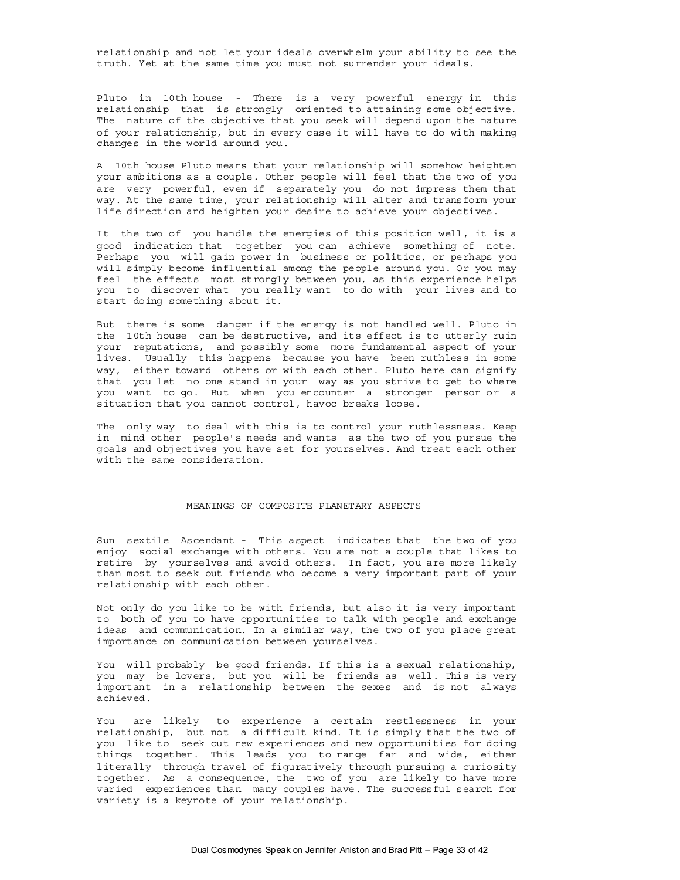relationship and not let your ideals overwhelm your ability to see the truth. Yet at the same time you must not surrender your ideals.

Pluto in 10th house - There is a very powerful energy in this relationship that is strongly oriented to attaining some objective. The nature of the objective that you seek will depend upon the nature of your relationship, but in every case it will have to do with making changes in the world around you.

A 10th house Pluto means that your relationship will somehow heighten your ambitions as a couple. Other people will feel that the two of you are very powerful, even if separately you do not impress them that way. At the same time, your relationship will alter and transform your life direction and heighten your desire to achieve your objectives.

It the two of you handle the energies of this position well, it is a good indication that together you can achieve something of note. Perhaps you will gain power in business or politics, or perhaps you will simply become influential among the people around you. Or you may feel the effects most strongly between you, as this experience helps you to discover what you really want to do with your lives and to start doing something about it.

But there is some danger if the energy is not handled well. Pluto in the 10th house can be destructive, and its effect is to utterly ruin your reputations, and possibly some more fundamental aspect of your lives. Usually this happens because you have been ruthless in some way, either toward others or with each other. Pluto here can signify that you let no one stand in your way as you strive to get to where you want to go. But when you encounter a stronger person or a situation that you cannot control, havoc breaks loose.

The only way to deal with this is to control your ruthlessness. Keep in mind other people's needs and wants as the two of you pursue the goals and objectives you have set for yourselves. And treat each other with the same consideration.

## MEANINGS OF COMPOSITE PLANETARY ASPECTS

Sun sextile Ascendant - This aspect indicates that the two of you enjoy social exchange with others. You are not a couple that likes to retire by yourselves and avoid others. In fact, you are more likely than most to seek out friends who become a very important part of your relationship with each other.

Not only do you like to be with friends, but also it is very important to both of you to have opportunities to talk with people and exchange ideas and communication. In a similar way, the two of you place great importance on communication between yourselves.

You will probably be good friends. If this is a sexual relationship, you may be lovers, but you will be friends as well. This is very important in a relationship between the sexes and is not always achieved.

You are likely to experience a certain restlessness in your relationship, but not a difficult kind. It is simply that the two of you like to seek out new experiences and new opportunities for doing things together. This leads you to range far and wide, either literally through travel of figuratively through pursuing a curiosity together. As a consequence, the two of you are likely to have more varied experiences than many couples have. The successful search for variety is a keynote of your relationship.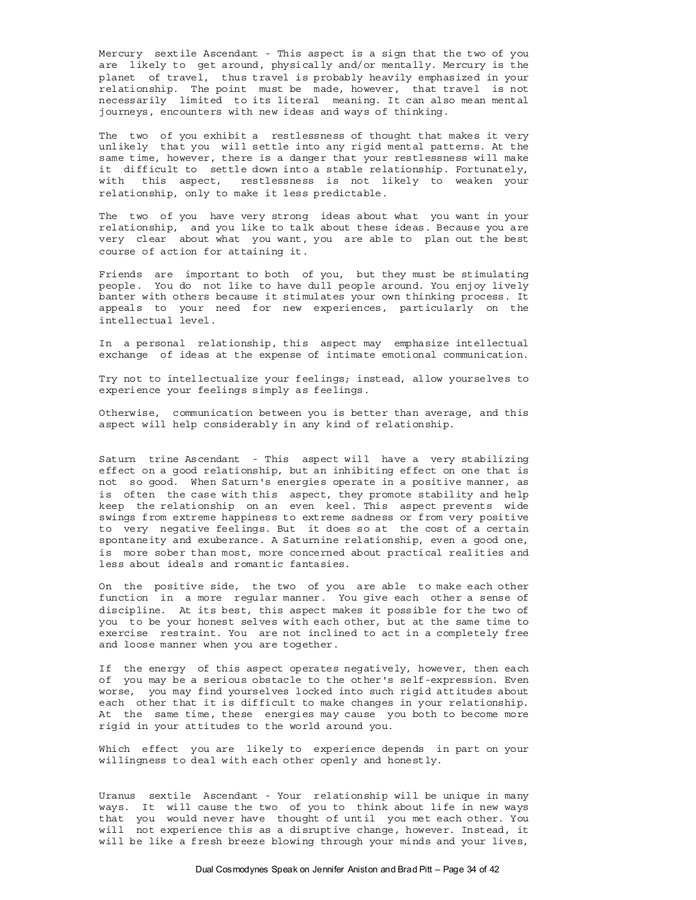Mercury sextile Ascendant - This aspect is a sign that the two of you are likely to get around, physically and/or mentally. Mercury is the planet of travel, thus travel is probably heavily emphasized in your relationship. The point must be made, however, that travel is not necessarily limited to its literal meaning. It can also mean mental journeys, encounters with new ideas and ways of thinking.

The two of you exhibit a restlessness of thought that makes it very unlikely that you will settle into any rigid mental patterns. At the same time, however, there is a danger that your restlessness will make it difficult to settle down into a stable relationship. Fortunately, with this aspect, restlessness is not likely to weaken your relationship, only to make it less predictable.

The two of you have very strong ideas about what you want in your relationship, and you like to talk about these ideas. Because you are very clear about what you want, you are able to plan out the best course of action for attaining it.

Friends are important to both of you, but they must be stimulating people. You do not like to have dull people around. You enjoy lively banter with others because it stimulates your own thinking process. It appeals to your need for new experiences, particularly on the intellectual level.

In a personal relationship, this aspect may emphasize intellectual exchange of ideas at the expense of intimate emotional communication.

Try not to intellectualize your feelings; instead, allow yourselves to experience your feelings simply as feelings.

Otherwise, communication between you is better than average, and this aspect will help considerably in any kind of relationship.

Saturn trine Ascendant - This aspect will have a very stabilizing effect on a good relationship, but an inhibiting effect on one that is not so good. When Saturn's energies operate in a positive manner, as is often the case with this aspect, they promote stability and help keep the relationship on an even keel. This aspect prevents wide swings from extreme happiness to extreme sadness or from very positive to very negative feelings. But it does so at the cost of a certain spontaneity and exuberance. A Saturnine relationship, even a good one, is more sober than most, more concerned about practical realities and less about ideals and romantic fantasies.

On the positive side, the two of you are able to make each other function in a more regular manner. You give each other a sense of discipline. At its best, this aspect makes it possible for the two of you to be your honest selves with each other, but at the same time to exercise restraint. You are not inclined to act in a completely free and loose manner when you are together.

If the energy of this aspect operates negatively, however, then each of you may be a serious obstacle to the other's self-expression. Even worse, you may find yourselves locked into such rigid attitudes about each other that it is difficult to make changes in your relationship. At the same time, these energies may cause you both to become more rigid in your attitudes to the world around you.

Which effect you are likely to experience depends in part on your willingness to deal with each other openly and honestly.

Uranus sextile Ascendant - Your relationship will be unique in many ways. It will cause the two of you to think about life in new ways that you would never have thought of until you met each other. You will not experience this as a disruptive change, however. Instead, it will be like a fresh breeze blowing through your minds and your lives,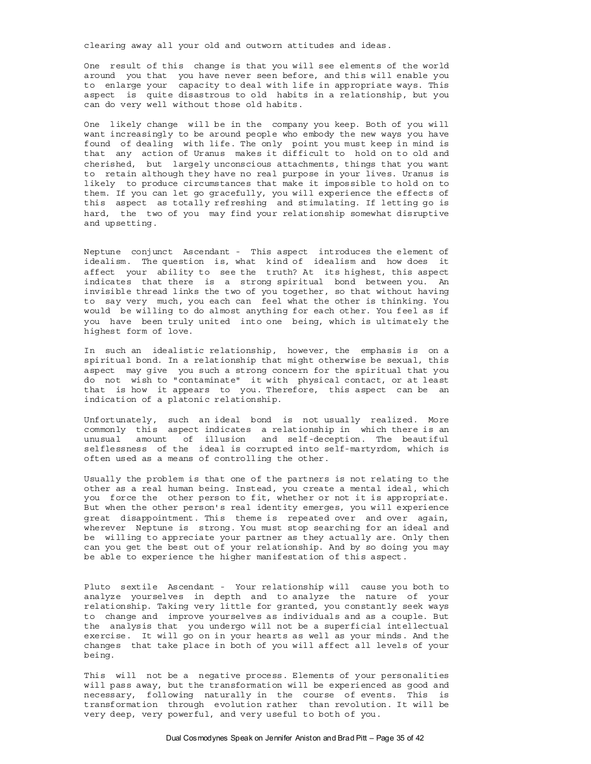clearing away all your old and outworn attitudes and ideas.

One result of this change is that you will see elements of the world around you that you have never seen before, and this will enable you to enlarge your capacity to deal with life in appropriate ways. This aspect is quite disastrous to old habits in a relationship, but you can do very well without those old habits.

One likely change will be in the company you keep. Both of you will want increasingly to be around people who embody the new ways you have found of dealing with life. The only point you must keep in mind is that any action of Uranus makes it difficult to hold on to old and cherished, but largely unconscious attachments, things that you want to retain although they have no real purpose in your lives. Uranus is likely to produce circumstances that make it impossible to hold on to them. If you can let go gracefully, you will experience the effects of this aspect as totally refreshing and stimulating. If letting go is hard, the two of you may find your relationship somewhat disruptive and upsetting.

Neptune conjunct Ascendant - This aspect introduces the element of idealism. The question is, what kind of idealism and how does it affect your ability to see the truth? At its highest, this aspect indicates that there is a strong spiritual bond between you. An invisible thread links the two of you together, so that without having to say very much, you each can feel what the other is thinking. You would be willing to do almost anything for each other. You feel as if you have been truly united into one being, which is ultimately the highest form of love.

In such an idealistic relationship, however, the emphasis is on a spiritual bond. In a relationship that might otherwise be sexual, this aspect may give you such a strong concern for the spiritual that you do not wish to "contaminate" it with physical contact, or at least that is how it appears to you. Therefore, this aspect can be an indication of a platonic relationship.

Unfortunately, such an ideal bond is not usually realized. More commonly this aspect indicates a relationship in which there is an unusual amount of illusion and self-deception. The beautiful selflessness of the ideal is corrupted into self-martyrdom, which is often used as a means of controlling the other.

Usually the problem is that one of the partners is not relating to the other as a real human being. Instead, you create a mental ideal, which you force the other person to fit, whether or not it is appropriate. But when the other person's real identity emerges, you will experience great disappointment. This theme is repeated over and over again, wherever Neptune is strong. You must stop searching for an ideal and be willing to appreciate your partner as they actually are. Only then can you get the best out of your relationship. And by so doing you may be able to experience the higher manifestation of this aspect.

Pluto sextile Ascendant - Your relationship will cause you both to analyze yourselves in depth and to analyze the nature of your relationship. Taking very little for granted, you constantly seek ways to change and improve yourselves as individuals and as a couple. But the analysis that you undergo will not be a superficial intellectual exercise. It will go on in your hearts as well as your minds. And the changes that take place in both of you will affect all levels of your being.

This will not be a negative process. Elements of your personalities will pass away, but the transformation will be experienced as good and necessary, following naturally in the course of events. This is transformation through evolution rather than revolution. It will be very deep, very powerful, and very useful to both of you.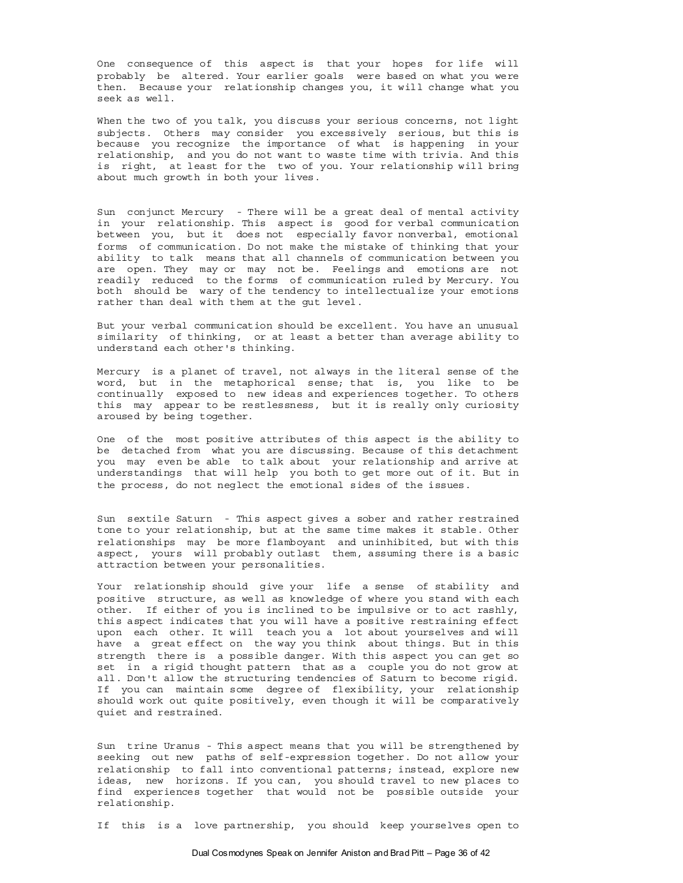One consequence of this aspect is that your hopes for life will probably be altered. Your earlier goals were based on what you were then. Because your relationship changes you, it will change what you seek as well.

When the two of you talk, you discuss your serious concerns, not light subjects. Others may consider you excessively serious, but this is because you recognize the importance of what is happening in your relationship, and you do not want to waste time with trivia. And this is right, at least for the two of you. Your relationship will bring about much growth in both your lives.

Sun conjunct Mercury - There will be a great deal of mental activity in your relationship. This aspect is good for verbal communication between you, but it does not especially favor nonverbal, emotional forms of communication. Do not make the mistake of thinking that your ability to talk means that all channels of communication between you are open. They may or may not be. Feelings and emotions are not readily reduced to the forms of communication ruled by Mercury. You both should be wary of the tendency to intellectualize your emotions rather than deal with them at the gut level.

But your verbal communication should be excellent. You have an unusual similarity of thinking, or at least a better than average ability to understand each other's thinking.

Mercury is a planet of travel, not always in the literal sense of the word, but in the metaphorical sense; that is, you like to be continually exposed to new ideas and experiences together. To others this may appear to be restlessness, but it is really only curiosity aroused by being together.

One of the most positive attributes of this aspect is the ability to be detached from what you are discussing. Because of this detachment you may even be able to talk about your relationship and arrive at understandings that will help you both to get more out of it. But in the process, do not neglect the emotional sides of the issues.

Sun sextile Saturn - This aspect gives a sober and rather restrained tone to your relationship, but at the same time makes it stable. Other relationships may be more flamboyant and uninhibited, but with this aspect, yours will probably outlast them, assuming there is a basic attraction between your personalities.

Your relationship should give your life a sense of stability and positive structure, as well as knowledge of where you stand with each other. If either of you is inclined to be impulsive or to act rashly, this aspect indicates that you will have a positive restraining effect upon each other. It will teach you a lot about yourselves and will have a great effect on the way you think about things. But in this strength there is a possible danger. With this aspect you can get so set in a rigid thought pattern that as a couple you do not grow at all. Don't allow the structuring tendencies of Saturn to become rigid. If you can maintain some degree of flexibility, your relationship should work out quite positively, even though it will be comparatively quiet and restrained.

Sun trine Uranus - This aspect means that you will be strengthened by seeking out new paths of self-expression together. Do not allow your relationship to fall into conventional patterns; instead, explore new ideas, new horizons. If you can, you should travel to new places to find experiences together that would not be possible outside your relationship.

If this is a love partnership, you should keep yourselves open to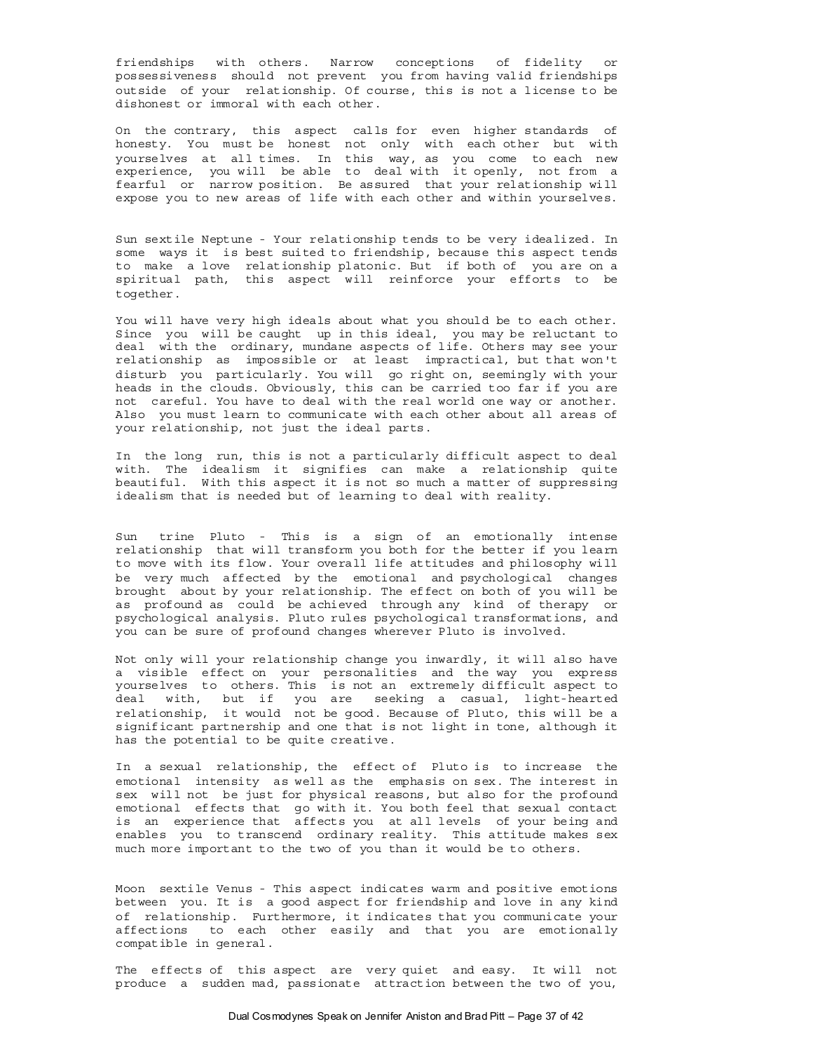friendships with others. Narrow conceptions of fidelity or possessiveness should not prevent you from having valid friendships outside of your relationship. Of course, this is not a license to be dishonest or immoral with each other.

On the contrary, this aspect calls for even higher standards of honesty. You must be honest not only with each other but with yourselves at all times. In this way, as you come to each new experience, you will be able to deal with it openly, not from a fearful or narrow position. Be assured that your relationship will expose you to new areas of life with each other and within yourselves.

Sun sextile Neptune - Your relationship tends to be very idealized. In some ways it is best suited to friendship, because this aspect tends to make a love relationship platonic. But if both of you are on a spiritual path, this aspect will reinforce your efforts to be together.

You will have very high ideals about what you should be to each other. Since you will be caught up in this ideal, you may be reluctant to deal with the ordinary, mundane aspects of life. Others may see your relationship as impossible or at least impractical, but that won't disturb you particularly. You will go right on, seemingly with your heads in the clouds. Obviously, this can be carried too far if you are not careful. You have to deal with the real world one way or another. Also you must learn to communicate with each other about all areas of your relationship, not just the ideal parts.

In the long run, this is not a particularly difficult aspect to deal with. The idealism it signifies can make a relationship quite beautiful. With this aspect it is not so much a matter of suppressing idealism that is needed but of learning to deal with reality.

Sun trine Pluto - This is a sign of an emotionally intense relationship that will transform you both for the better if you learn to move with its flow. Your overall life attitudes and philosophy will be very much affected by the emotional and psychological changes brought about by your relationship. The effect on both of you will be as profound as could be achieved through any kind of therapy or psychological analysis. Pluto rules psychological transformations, and you can be sure of profound changes wherever Pluto is involved.

Not only will your relationship change you inwardly, it will also have a visible effect on your personalities and the way you express yourselves to others. This is not an extremely difficult aspect to deal with, but if you are seeking a casual, light-hearted relationship, it would not be good. Because of Pluto, this will be a significant partnership and one that is not light in tone, although it has the potential to be quite creative.

In a sexual relationship, the effect of Pluto is to increase the emotional intensity as well as the emphasis on sex. The interest in sex will not be just for physical reasons, but also for the profound emotional effects that go with it. You both feel that sexual contact is an experience that affects you at all levels of your being and enables you to transcend ordinary reality. This attitude makes sex much more important to the two of you than it would be to others.

Moon sextile Venus - This aspect indicates warm and positive emotions between you. It is a good aspect for friendship and love in any kind of relationship. Furthermore, it indicates that you communicate your affections to each other easily and that you are emotionally compatible in general.

The effects of this aspect are very quiet and easy. It will not produce a sudden mad, passionate attraction between the two of you,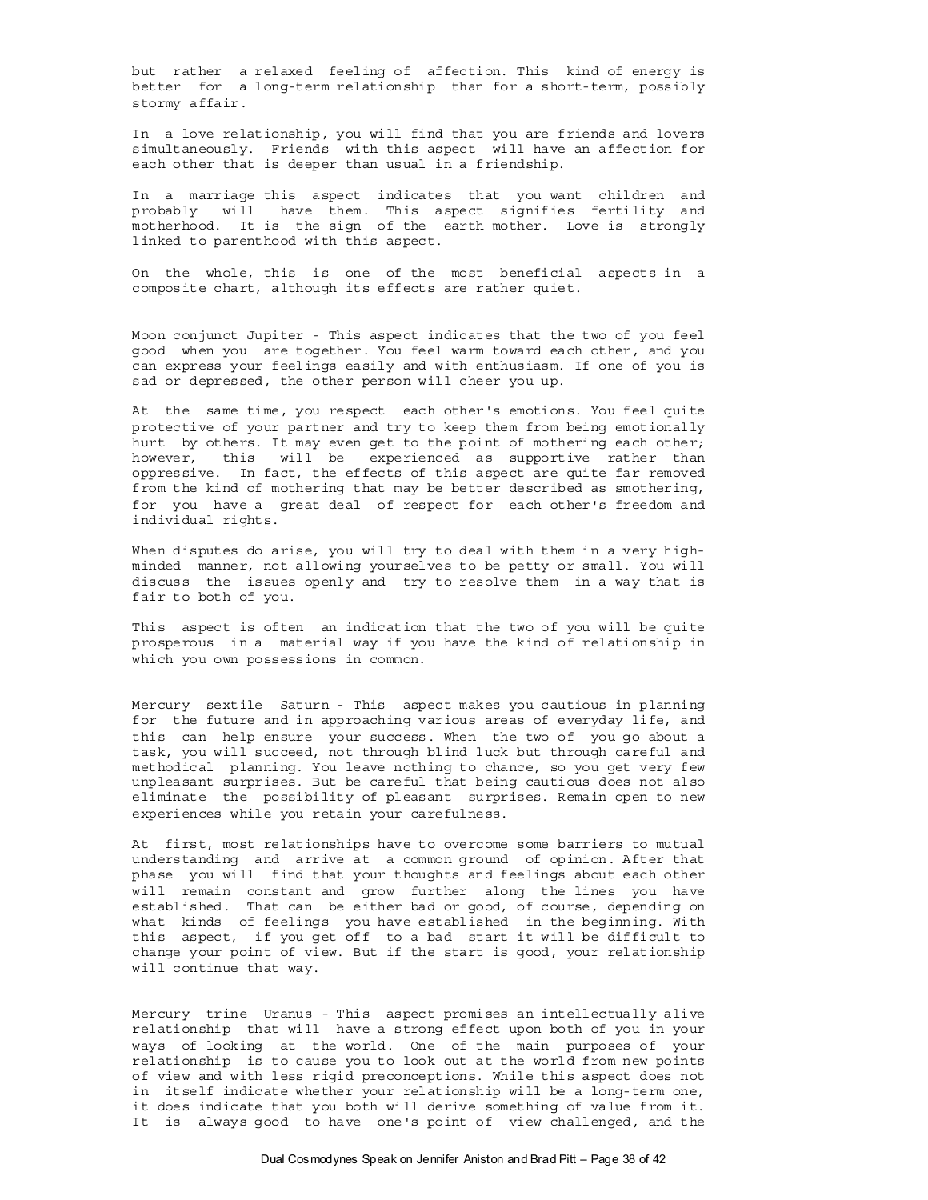but rather a relaxed feeling of affection. This kind of energy is better for a long-term relationship than for a short-term, possibly stormy affair.

In a love relationship, you will find that you are friends and lovers simultaneously. Friends with this aspect will have an affection for each other that is deeper than usual in a friendship.

In a marriage this aspect indicates that you want children and probably will have them. This aspect signifies fertility and motherhood. It is the sign of the earth mother. Love is strongly linked to parenthood with this aspect.

On the whole, this is one of the most beneficial aspects in a composite chart, although its effects are rather quiet.

Moon conjunct Jupiter - This aspect indicates that the two of you feel good when you are together. You feel warm toward each other, and you can express your feelings easily and with enthusiasm. If one of you is sad or depressed, the other person will cheer you up.

At the same time, you respect each other's emotions. You feel quite protective of your partner and try to keep them from being emotionally hurt by others. It may even get to the point of mothering each other; however, this will be experienced as supportive rather than oppressive. In fact, the effects of this aspect are quite far removed from the kind of mothering that may be better described as smothering, for you have a great deal of respect for each other's freedom and individual rights.

When disputes do arise, you will try to deal with them in a very high-minded manner, not allowing yourselves to be petty or small. You will discuss the issues openly and try to resolve them in a way that is fair to both of you.

This aspect is often an indication that the two of you will be quite prosperous in a material way if you have the kind of relationship in which you own possessions in common.

Mercury sextile Saturn - This aspect makes you cautious in planning for the future and in approaching various areas of everyday life, and this can help ensure your success. When the two of you go about a task, you will succeed, not through blind luck but through careful and methodical planning. You leave nothing to chance, so you get very few unpleasant surprises. But be careful that being cautious does not also eliminate the possibility of pleasant surprises. Remain open to new experiences while you retain your carefulness.

At first, most relationships have to overcome some barriers to mutual understanding and arrive at a common ground of opinion. After that phase you will find that your thoughts and feelings about each other will remain constant and grow further along the lines you have established. That can be either bad or good, of course, depending on what kinds of feelings you have established in the beginning. With this aspect, if you get off to a bad start it will be difficult to change your point of view. But if the start is good, your relationship will continue that way.

Mercury trine Uranus - This aspect promises an intellectually alive relationship that will have a strong effect upon both of you in your ways of looking at the world. One of the main purposes of your relationship is to cause you to look out at the world from new points of view and with less rigid preconceptions. While this aspect does not in itself indicate whether your relationship will be a long-term one, it does indicate that you both will derive something of value from it. It is always good to have one's point of view challenged, and the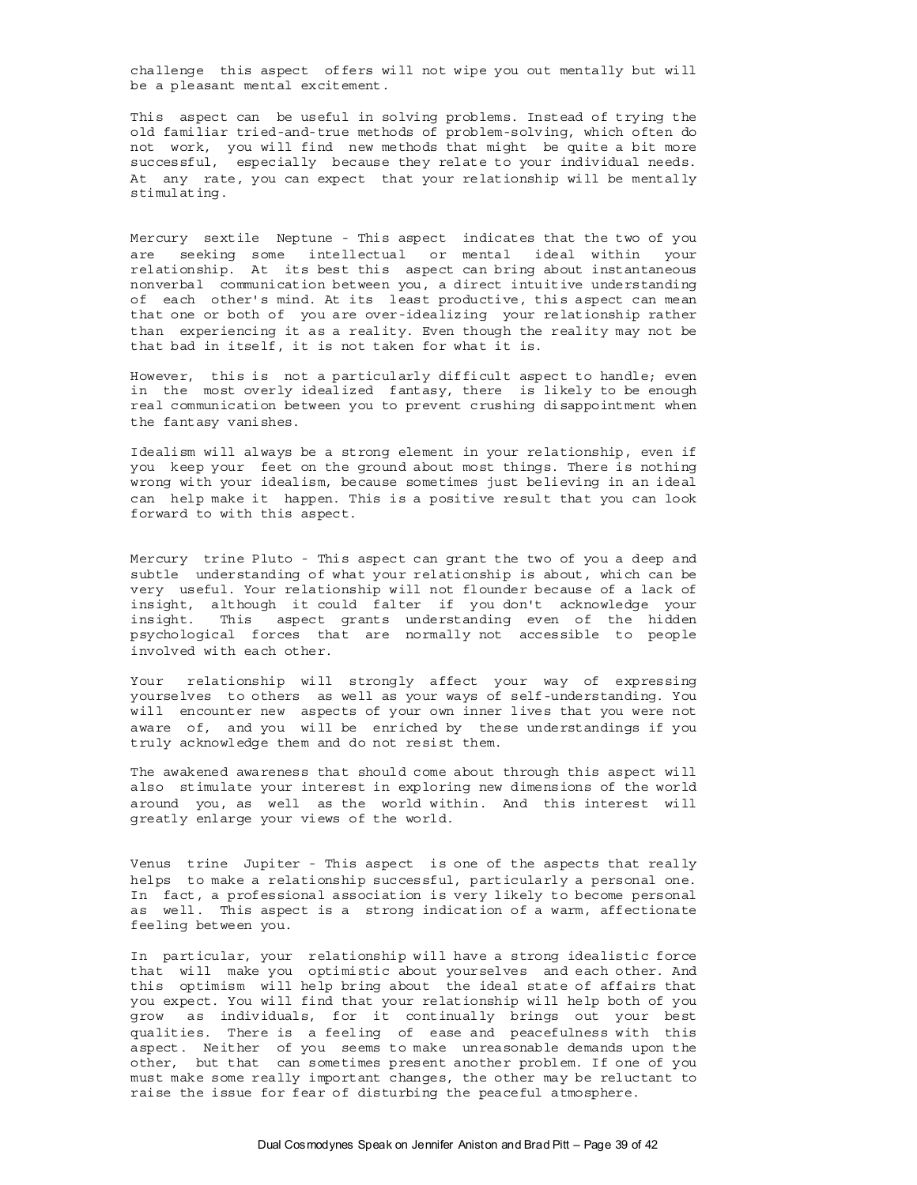challenge this aspect offers will not wipe you out mentally but will be a pleasant mental excitement.

This aspect can be useful in solving problems. Instead of trying the old familiar tried-and-true methods of problem-solving, which often do not work, you will find new methods that might be quite a bit more successful, especially because they relate to your individual needs. At any rate, you can expect that your relationship will be mentally stimulating.

Mercury sextile Neptune - This aspect indicates that the two of you are seeking some intellectual or mental ideal within your relationship. At its best this aspect can bring about instantaneous nonverbal communication between you, a direct intuitive understanding of each other's mind. At its least productive, this aspect can mean that one or both of you are over-idealizing your relationship rather than experiencing it as a reality. Even though the reality may not be that bad in itself, it is not taken for what it is.

However, this is not a particularly difficult aspect to handle; even in the most overly idealized fantasy, there is likely to be enough real communication between you to prevent crushing disappointment when the fantasy vanishes.

Idealism will always be a strong element in your relationship, even if you keep your feet on the ground about most things. There is nothing wrong with your idealism, because sometimes just believing in an ideal can help make it happen. This is a positive result that you can look forward to with this aspect.

Mercury trine Pluto - This aspect can grant the two of you a deep and subtle understanding of what your relationship is about, which can be very useful. Your relationship will not flounder because of a lack of insight, although it could falter if you don't acknowledge your insight. This aspect grants understanding even of the hidden psychological forces that are normally not accessible to people involved with each other.

Your relationship will strongly affect your way of expressing yourselves to others as well as your ways of self-understanding. You will encounter new aspects of your own inner lives that you were not aware of, and you will be enriched by these understandings if you truly acknowledge them and do not resist them.

The awakened awareness that should come about through this aspect will also stimulate your interest in exploring new dimensions of the world around you, as well as the world within. And this interest will greatly enlarge your views of the world.

Venus trine Jupiter - This aspect is one of the aspects that really helps to make a relationship successful, particularly a personal one. In fact, a professional association is very likely to become personal as well. This aspect is a strong indication of a warm, affectionate feeling between you.

In particular, your relationship will have a strong idealistic force that will make you optimistic about yourselves and each other. And this optimism will help bring about the ideal state of affairs that you expect. You will find that your relationship will help both of you grow as individuals, for it continually brings out your best qualities. There is a feeling of ease and peacefulness with this aspect. Neither of you seems to make unreasonable demands upon the other, but that can sometimes present another problem. If one of you must make some really important changes, the other may be reluctant to raise the issue for fear of disturbing the peaceful atmosphere.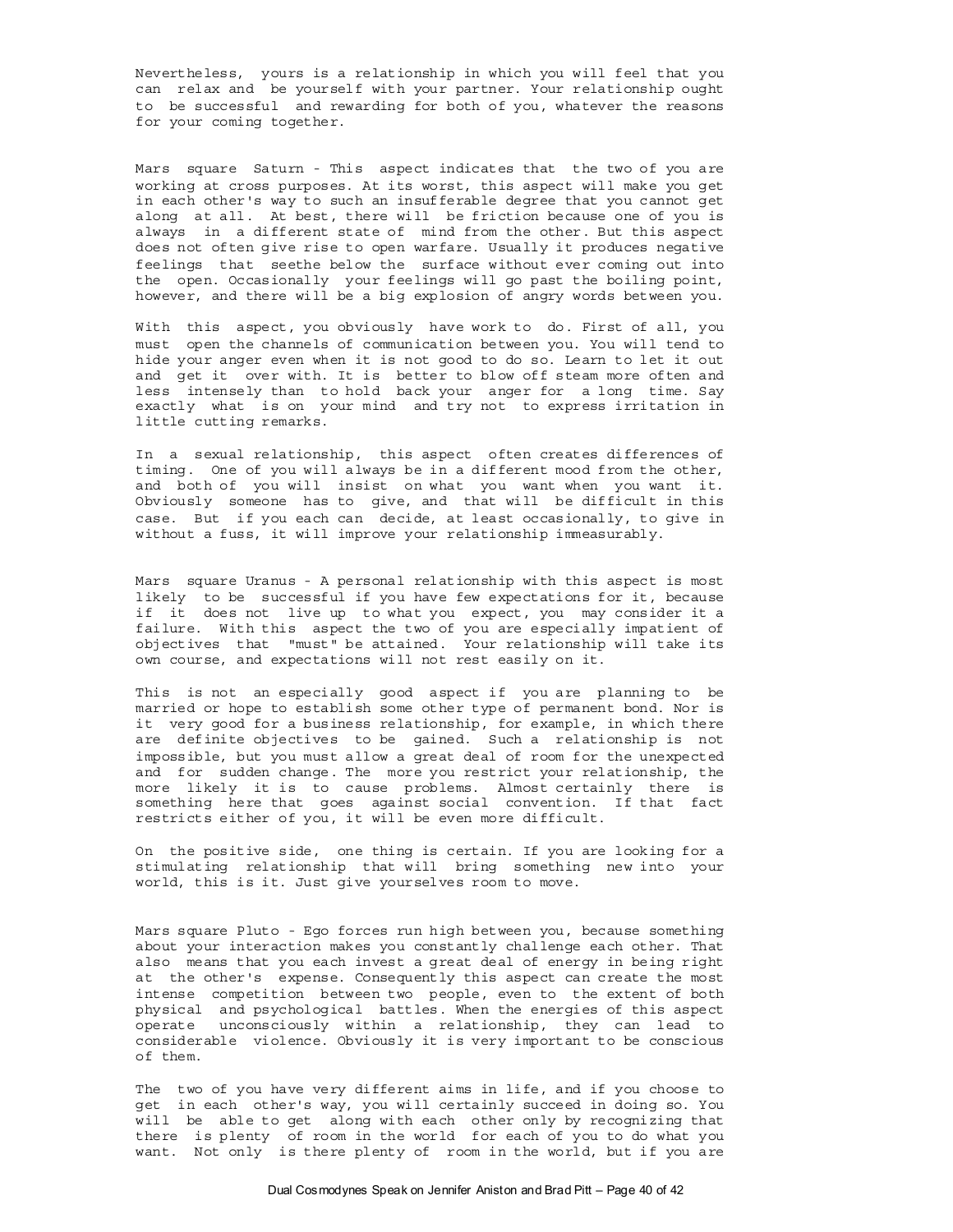Nevertheless, yours is a relationship in which you will feel that you can relax and be yourself with your partner. Your relationship ought to be successful and rewarding for both of you, whatever the reasons for your coming together.

Mars square Saturn - This aspect indicates that the two of you are working at cross purposes. At its worst, this aspect will make you get in each other's way to such an insufferable degree that you cannot get along at all. At best, there will be friction because one of you is always in a different state of mind from the other. But this aspect does not often give rise to open warfare. Usually it produces negative feelings that seethe below the surface without ever coming out into the open. Occasionally your feelings will go past the boiling point, however, and there will be a big explosion of angry words between you.

With this aspect, you obviously have work to do. First of all, you must open the channels of communication between you. You will tend to hide your anger even when it is not good to do so. Learn to let it out and get it over with. It is better to blow off steam more often and less intensely than to hold back your anger for a long time. Say exactly what is on your mind and try not to express irritation in little cutting remarks.

In a sexual relationship, this aspect often creates differences of timing. One of you will always be in a different mood from the other, and both of you will insist on what you want when you want it. Obviously someone has to give, and that will be difficult in this case. But if you each can decide, at least occasionally, to give in without a fuss, it will improve your relationship immeasurably.

Mars square Uranus - A personal relationship with this aspect is most likely to be successful if you have few expectations for it, because if it does not live up to what you expect, you may consider it a failure. With this aspect the two of you are especially impatient of objectives that "must" be attained. Your relationship will take its own course, and expectations will not rest easily on it.

This is not an especially good aspect if you are planning to be married or hope to establish some other type of permanent bond. Nor is it very good for a business relationship, for example, in which there are definite objectives to be gained. Such a relationship is not impossible, but you must allow a great deal of room for the unexpected and for sudden change. The more you restrict your relationship, the more likely it is to cause problems. Almost certainly there is something here that goes against social convention. If that fact restricts either of you, it will be even more difficult.

On the positive side, one thing is certain. If you are looking for a stimulating relationship that will bring something new into your world, this is it. Just give yourselves room to move.

Mars square Pluto - Ego forces run high between you, because something about your interaction makes you constantly challenge each other. That also means that you each invest a great deal of energy in being right at the other's expense. Consequently this aspect can create the most intense competition between two people, even to the extent of both physical and psychological battles. When the energies of this aspect operate unconsciously within a relationship, they can lead to considerable violence. Obviously it is very important to be conscious of them.

The two of you have very different aims in life, and if you choose to get in each other's way, you will certainly succeed in doing so. You will be able to get along with each other only by recognizing that there is plenty of room in the world for each of you to do what you want. Not only is there plenty of room in the world, but if you are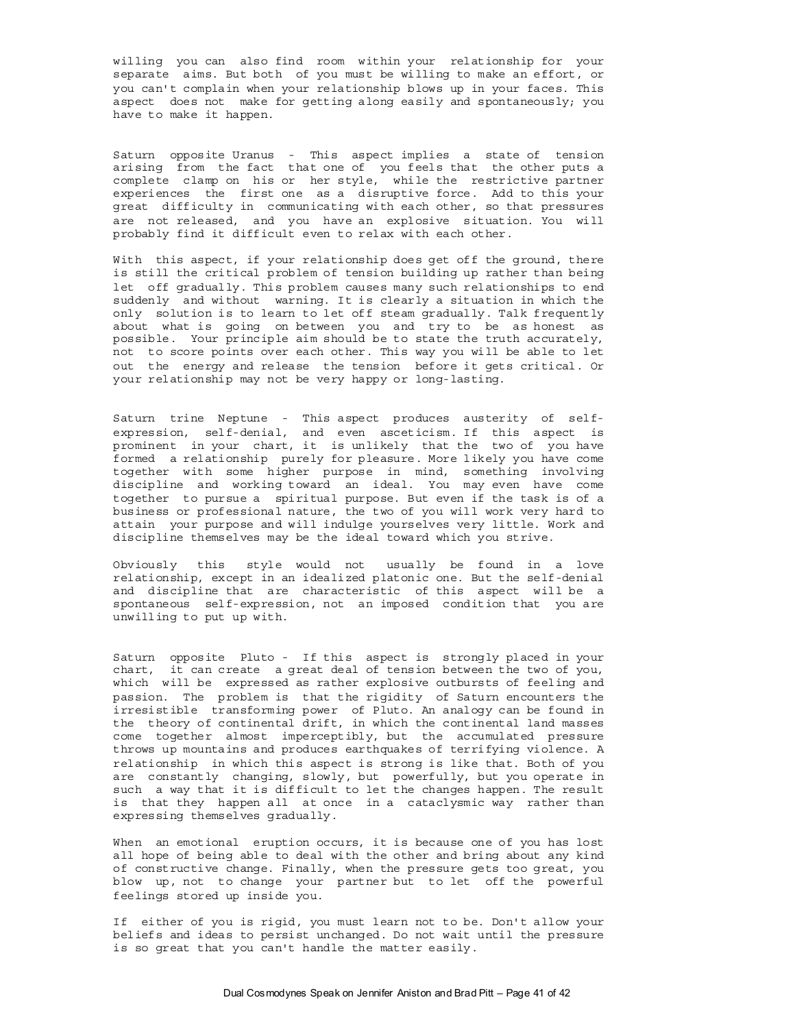willing you can also find room within your relationship for your separate aims. But both of you must be willing to make an effort, or you can't complain when your relationship blows up in your faces. This aspect does not make for getting along easily and spontaneously; you have to make it happen.

Saturn opposite Uranus - This aspect implies a state of tension arising from the fact that one of you feels that the other puts a complete clamp on his or her style, while the restrictive partner experiences the first one as a disruptive force. Add to this your great difficulty in communicating with each other, so that pressures are not released, and you have an explosive situation. You will probably find it difficult even to relax with each other.

With this aspect, if your relationship does get off the ground, there is still the critical problem of tension building up rather than being let off gradually. This problem causes many such relationships to end suddenly and without warning. It is clearly a situation in which the only solution is to learn to let off steam gradually. Talk frequently about what is going on between you and try to be as honest as possible. Your principle aim should be to state the truth accurately, not to score points over each other. This way you will be able to let out the energy and release the tension before it gets critical. Or your relationship may not be very happy or long-lasting.

Saturn trine Neptune - This aspect produces austerity of self-expression, self-denial, and even asceticism. If this aspect is prominent in your chart, it is unlikely that the two of you have formed a relationship purely for pleasure. More likely you have come together with some higher purpose in mind, something involving discipline and working toward an ideal. You may even have come together to pursue a spiritual purpose. But even if the task is of a business or professional nature, the two of you will work very hard to attain your purpose and will indulge yourselves very little. Work and discipline themselves may be the ideal toward which you strive.

Obviously this style would not usually be found in a love relationship, except in an idealized platonic one. But the self-denial and discipline that are characteristic of this aspect will be a spontaneous self-expression, not an imposed condition that you are unwilling to put up with.

Saturn opposite Pluto - If this aspect is strongly placed in your chart, it can create a great deal of tension between the two of you, which will be expressed as rather explosive outbursts of feeling and passion. The problem is that the rigidity of Saturn encounters the irresistible transforming power of Pluto. An analogy can be found in the theory of continental drift, in which the continental land masses come together almost imperceptibly, but the accumulated pressure throws up mountains and produces earthquakes of terrifying violence. A relationship in which this aspect is strong is like that. Both of you are constantly changing, slowly, but powerfully, but you operate in such a way that it is difficult to let the changes happen. The result is that they happen all at once in a cataclysmic way rather than expressing themselves gradually.

When an emotional eruption occurs, it is because one of you has lost all hope of being able to deal with the other and bring about any kind of constructive change. Finally, when the pressure gets too great, you blow up, not to change your partner but to let off the powerful feelings stored up inside you.

If either of you is rigid, you must learn not to be. Don't allow your beliefs and ideas to persist unchanged. Do not wait until the pressure is so great that you can't handle the matter easily.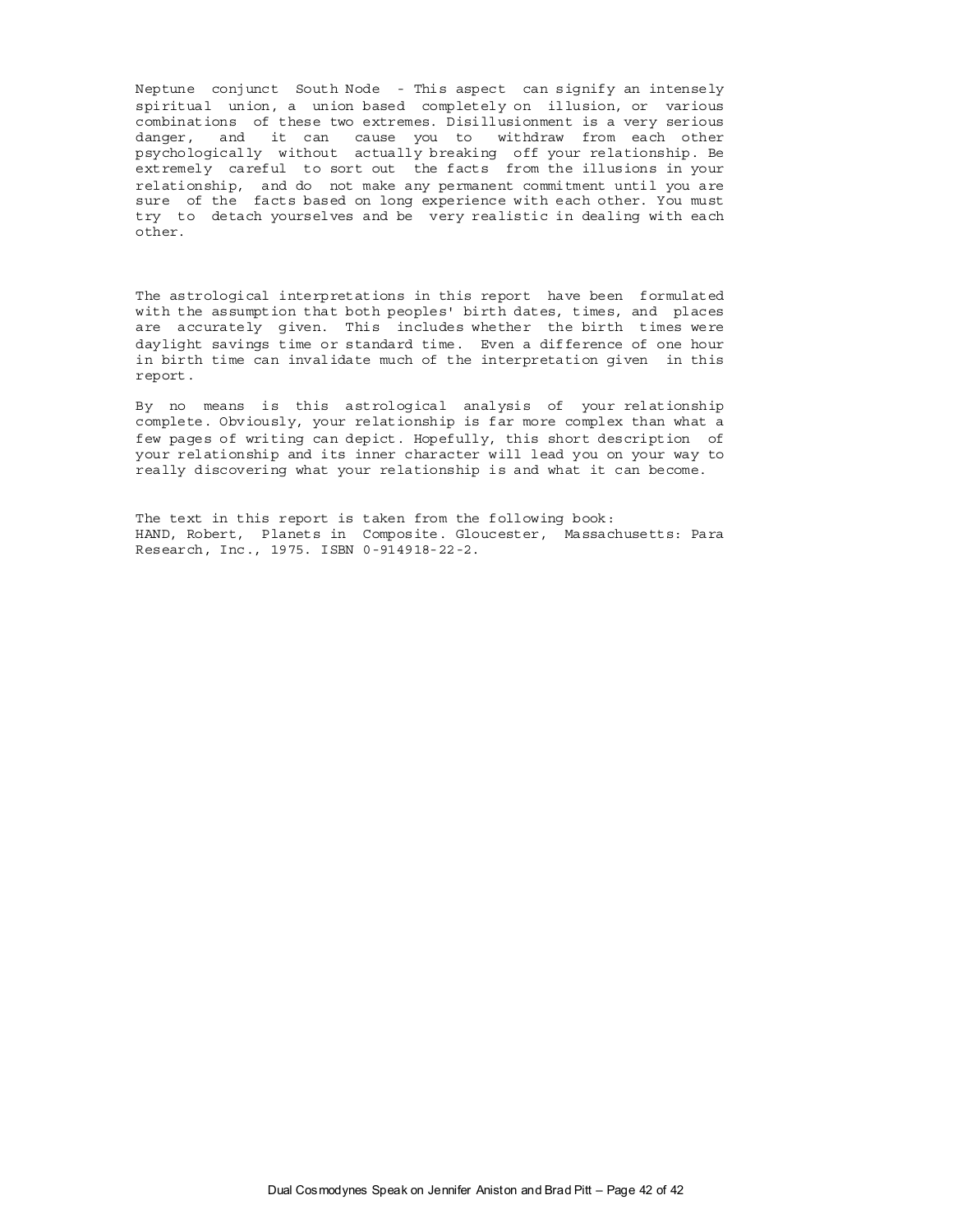Neptune conjunct South Node - This aspect can signify an intensely spiritual union, a union based completely on illusion, or various combinations of these two extremes. Disillusionment is a very serious danger, and it can cause you to withdraw from each other psychologically without actually breaking off your relationship. Be extremely careful to sort out the facts from the illusions in your relationship, and do not make any permanent commitment until you are sure of the facts based on long experience with each other. You must try to detach yourselves and be very realistic in dealing with each other.

The astrological interpretations in this report have been formulated with the assumption that both peoples' birth dates, times, and places are accurately given. This includes whether the birth times were daylight savings time or standard time. Even a difference of one hour in birth time can invalidate much of the interpretation given in this report.

By no means is this astrological analysis of your relationship complete. Obviously, your relationship is far more complex than what a few pages of writing can depict. Hopefully, this short description of your relationship and its inner character will lead you on your way to really discovering what your relationship is and what it can become.

The text in this report is taken from the following book:
HAND, Robert, Planets in Composite. Gloucester, Massachusetts: Para Research, Inc., 1975. ISBN 0-914918-22-2.